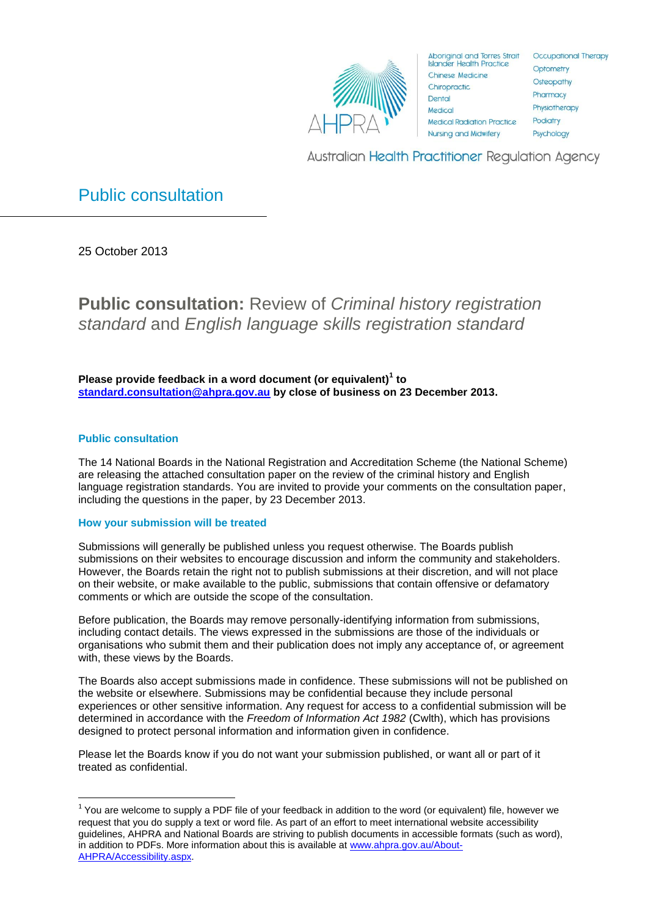AHPRA

Aboriginal and Torres Strait Islander Health Practice
Chinese Medicine
Chiropractic
Dental
Medical
Medical Radiation Practice
Nursing and Midwifery
Occupational Therapy
Optometry
Osteopathy
Pharmacy
Physiotherapy
Podiatry
Psychology

Australian Health Practitioner Regulation Agency

# Public consultation

25 October 2013

## **Public consultation:** Review of *Criminal history registration standard* and *English language skills registration standard*

**Please provide feedback in a word document (or equivalent)[1] to [standard.consultation@ahpra.gov.au](mailto:standard.consultation@ahpra.gov.au) by close of business on 23 December 2013.**

### Public consultation

The 14 National Boards in the National Registration and Accreditation Scheme (the National Scheme) are releasing the attached consultation paper on the review of the criminal history and English language registration standards. You are invited to provide your comments on the consultation paper, including the questions in the paper, by 23 December 2013.

### How your submission will be treated

Submissions will generally be published unless you request otherwise. The Boards publish submissions on their websites to encourage discussion and inform the community and stakeholders. However, the Boards retain the right not to publish submissions at their discretion, and will not place on their website, or make available to the public, submissions that contain offensive or defamatory comments or which are outside the scope of the consultation.

Before publication, the Boards may remove personally-identifying information from submissions, including contact details. The views expressed in the submissions are those of the individuals or organisations who submit them and their publication does not imply any acceptance of, or agreement with, these views by the Boards.

The Boards also accept submissions made in confidence. These submissions will not be published on the website or elsewhere. Submissions may be confidential because they include personal experiences or other sensitive information. Any request for access to a confidential submission will be determined in accordance with the *Freedom of Information Act 1982* (Cwlth), which has provisions designed to protect personal information and information given in confidence.

Please let the Boards know if you do not want your submission published, or want all or part of it treated as confidential.

---

[1] You are welcome to supply a PDF file of your feedback in addition to the word (or equivalent) file, however we request that you do supply a text or word file. As part of an effort to meet international website accessibility guidelines, AHPRA and National Boards are striving to publish documents in accessible formats (such as word), in addition to PDFs. More information about this is available at [www.ahpra.gov.au/About-AHPRA/Accessibility.aspx](http://www.ahpra.gov.au/About-AHPRA/Accessibility.aspx).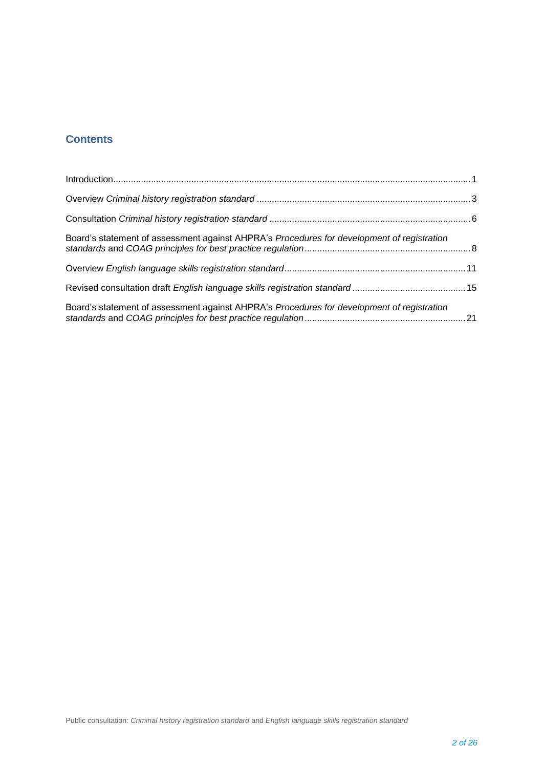## Contents

Introduction....................................................................................................................................1

Overview *Criminal history registration standard* ....................................................................................3

Consultation *Criminal history registration standard* ...............................................................................6

Board's statement of assessment against AHPRA's *Procedures for development of registration standards* and *COAG principles for best practice regulation*.................................................................8

Overview *English language skills registration standard*.......................................................................11

Revised consultation draft *English language skills registration standard* ............................................15

Board's statement of assessment against AHPRA's *Procedures for development of registration standards* and *COAG principles for best practice regulation*...............................................................21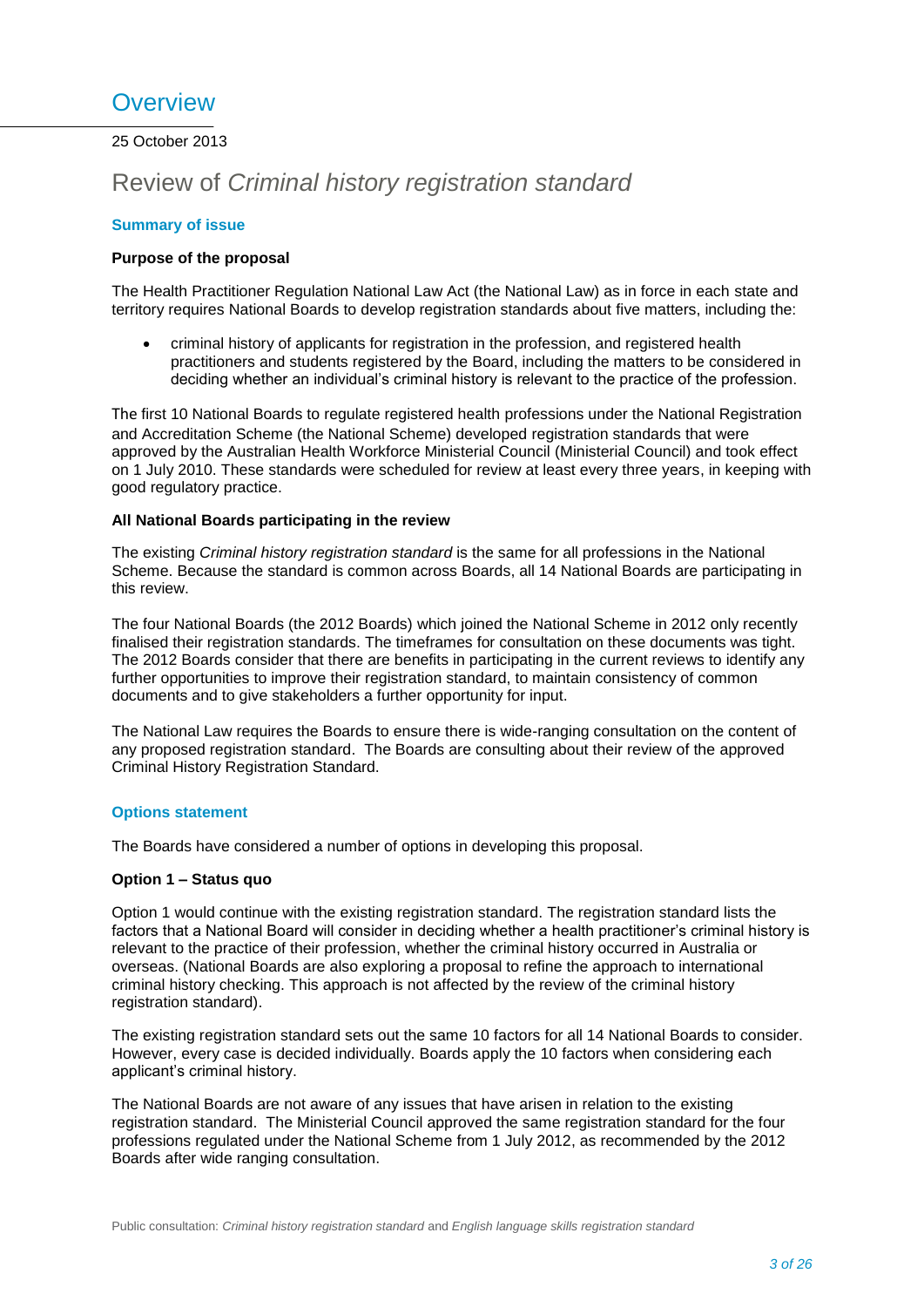# Overview

25 October 2013

## Review of *Criminal history registration standard*

### Summary of issue

**Purpose of the proposal**

The Health Practitioner Regulation National Law Act (the National Law) as in force in each state and territory requires National Boards to develop registration standards about five matters, including the:

- criminal history of applicants for registration in the profession, and registered health practitioners and students registered by the Board, including the matters to be considered in deciding whether an individual's criminal history is relevant to the practice of the profession.

The first 10 National Boards to regulate registered health professions under the National Registration and Accreditation Scheme (the National Scheme) developed registration standards that were approved by the Australian Health Workforce Ministerial Council (Ministerial Council) and took effect on 1 July 2010. These standards were scheduled for review at least every three years, in keeping with good regulatory practice.

**All National Boards participating in the review**

The existing *Criminal history registration standard* is the same for all professions in the National Scheme. Because the standard is common across Boards, all 14 National Boards are participating in this review.

The four National Boards (the 2012 Boards) which joined the National Scheme in 2012 only recently finalised their registration standards. The timeframes for consultation on these documents was tight. The 2012 Boards consider that there are benefits in participating in the current reviews to identify any further opportunities to improve their registration standard, to maintain consistency of common documents and to give stakeholders a further opportunity for input.

The National Law requires the Boards to ensure there is wide-ranging consultation on the content of any proposed registration standard. The Boards are consulting about their review of the approved Criminal History Registration Standard.

### Options statement

The Boards have considered a number of options in developing this proposal.

**Option 1 – Status quo**

Option 1 would continue with the existing registration standard. The registration standard lists the factors that a National Board will consider in deciding whether a health practitioner's criminal history is relevant to the practice of their profession, whether the criminal history occurred in Australia or overseas. (National Boards are also exploring a proposal to refine the approach to international criminal history checking. This approach is not affected by the review of the criminal history registration standard).

The existing registration standard sets out the same 10 factors for all 14 National Boards to consider. However, every case is decided individually. Boards apply the 10 factors when considering each applicant's criminal history.

The National Boards are not aware of any issues that have arisen in relation to the existing registration standard. The Ministerial Council approved the same registration standard for the four professions regulated under the National Scheme from 1 July 2012, as recommended by the 2012 Boards after wide ranging consultation.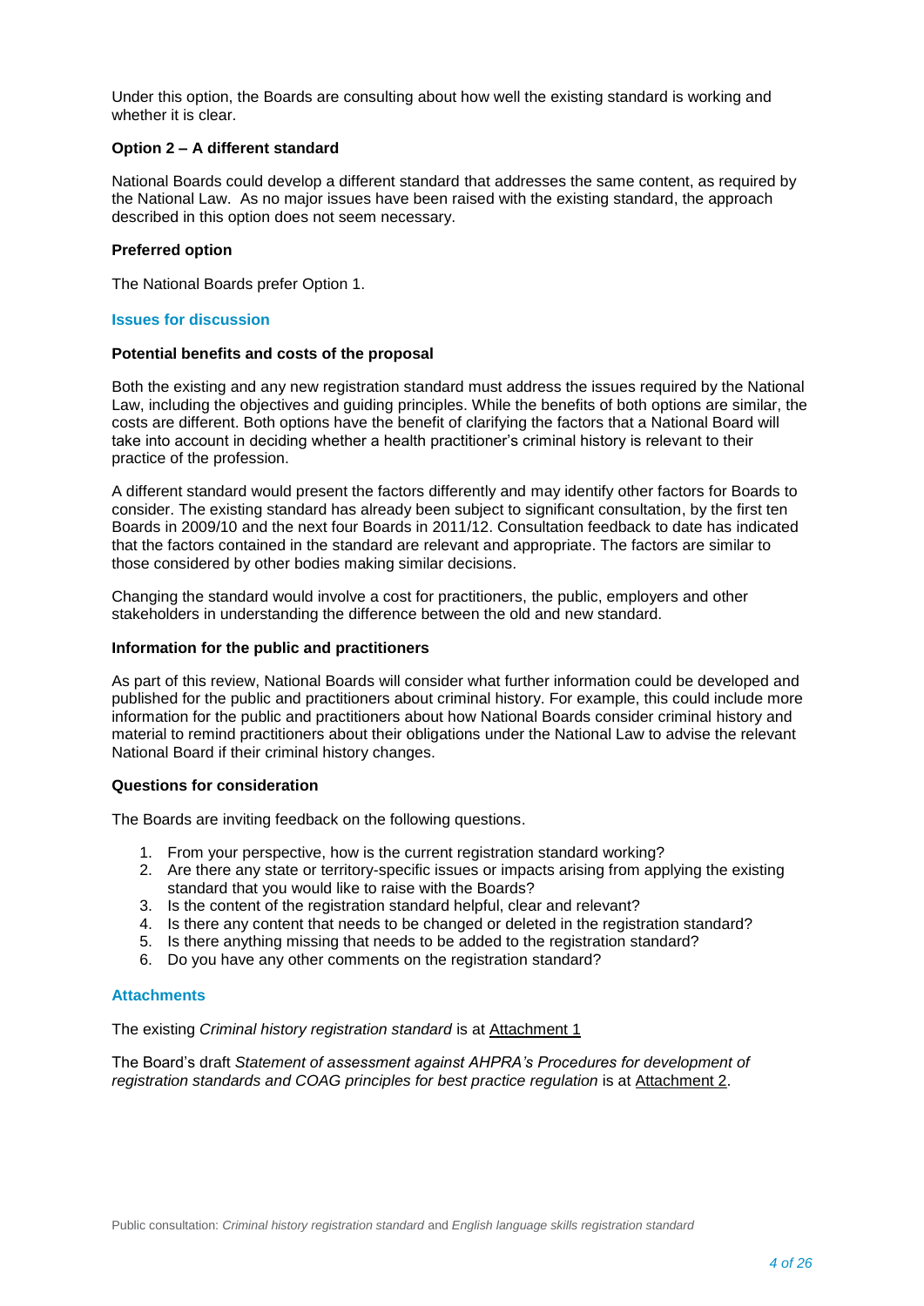Under this option, the Boards are consulting about how well the existing standard is working and whether it is clear.

**Option 2 – A different standard**

National Boards could develop a different standard that addresses the same content, as required by the National Law. As no major issues have been raised with the existing standard, the approach described in this option does not seem necessary.

**Preferred option**

The National Boards prefer Option 1.

## Issues for discussion

**Potential benefits and costs of the proposal**

Both the existing and any new registration standard must address the issues required by the National Law, including the objectives and guiding principles. While the benefits of both options are similar, the costs are different. Both options have the benefit of clarifying the factors that a National Board will take into account in deciding whether a health practitioner's criminal history is relevant to their practice of the profession.

A different standard would present the factors differently and may identify other factors for Boards to consider. The existing standard has already been subject to significant consultation, by the first ten Boards in 2009/10 and the next four Boards in 2011/12. Consultation feedback to date has indicated that the factors contained in the standard are relevant and appropriate. The factors are similar to those considered by other bodies making similar decisions.

Changing the standard would involve a cost for practitioners, the public, employers and other stakeholders in understanding the difference between the old and new standard.

**Information for the public and practitioners**

As part of this review, National Boards will consider what further information could be developed and published for the public and practitioners about criminal history. For example, this could include more information for the public and practitioners about how National Boards consider criminal history and material to remind practitioners about their obligations under the National Law to advise the relevant National Board if their criminal history changes.

**Questions for consideration**

The Boards are inviting feedback on the following questions.

1. From your perspective, how is the current registration standard working?
2. Are there any state or territory-specific issues or impacts arising from applying the existing standard that you would like to raise with the Boards?
3. Is the content of the registration standard helpful, clear and relevant?
4. Is there any content that needs to be changed or deleted in the registration standard?
5. Is there anything missing that needs to be added to the registration standard?
6. Do you have any other comments on the registration standard?

## Attachments

The existing *Criminal history registration standard* is at Attachment 1

The Board's draft *Statement of assessment against AHPRA's Procedures for development of registration standards and COAG principles for best practice regulation* is at Attachment 2.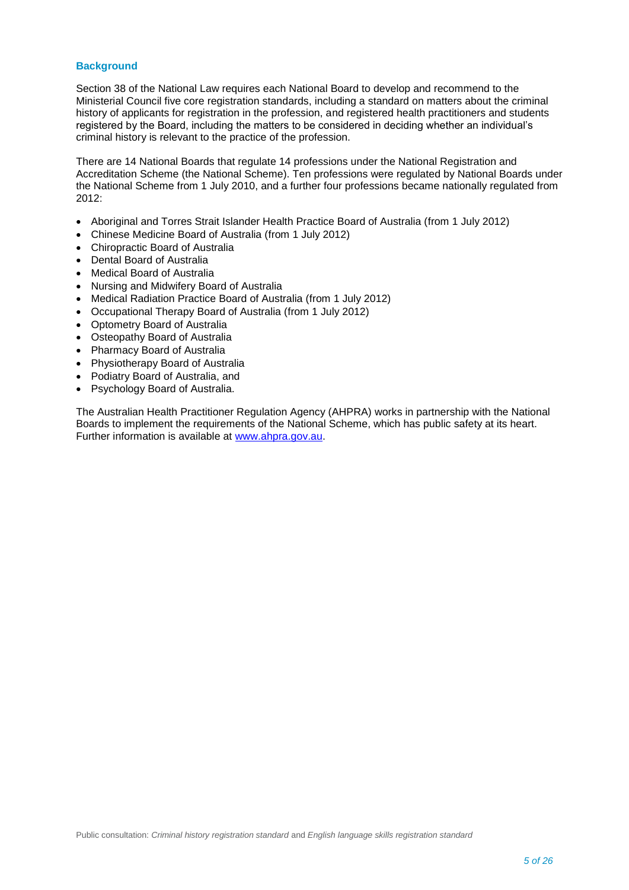## Background

Section 38 of the National Law requires each National Board to develop and recommend to the Ministerial Council five core registration standards, including a standard on matters about the criminal history of applicants for registration in the profession, and registered health practitioners and students registered by the Board, including the matters to be considered in deciding whether an individual's criminal history is relevant to the practice of the profession.

There are 14 National Boards that regulate 14 professions under the National Registration and Accreditation Scheme (the National Scheme). Ten professions were regulated by National Boards under the National Scheme from 1 July 2010, and a further four professions became nationally regulated from 2012:

- Aboriginal and Torres Strait Islander Health Practice Board of Australia (from 1 July 2012)
- Chinese Medicine Board of Australia (from 1 July 2012)
- Chiropractic Board of Australia
- Dental Board of Australia
- Medical Board of Australia
- Nursing and Midwifery Board of Australia
- Medical Radiation Practice Board of Australia (from 1 July 2012)
- Occupational Therapy Board of Australia (from 1 July 2012)
- Optometry Board of Australia
- Osteopathy Board of Australia
- Pharmacy Board of Australia
- Physiotherapy Board of Australia
- Podiatry Board of Australia, and
- Psychology Board of Australia.

The Australian Health Practitioner Regulation Agency (AHPRA) works in partnership with the National Boards to implement the requirements of the National Scheme, which has public safety at its heart. Further information is available at [www.ahpra.gov.au](http://www.ahpra.gov.au).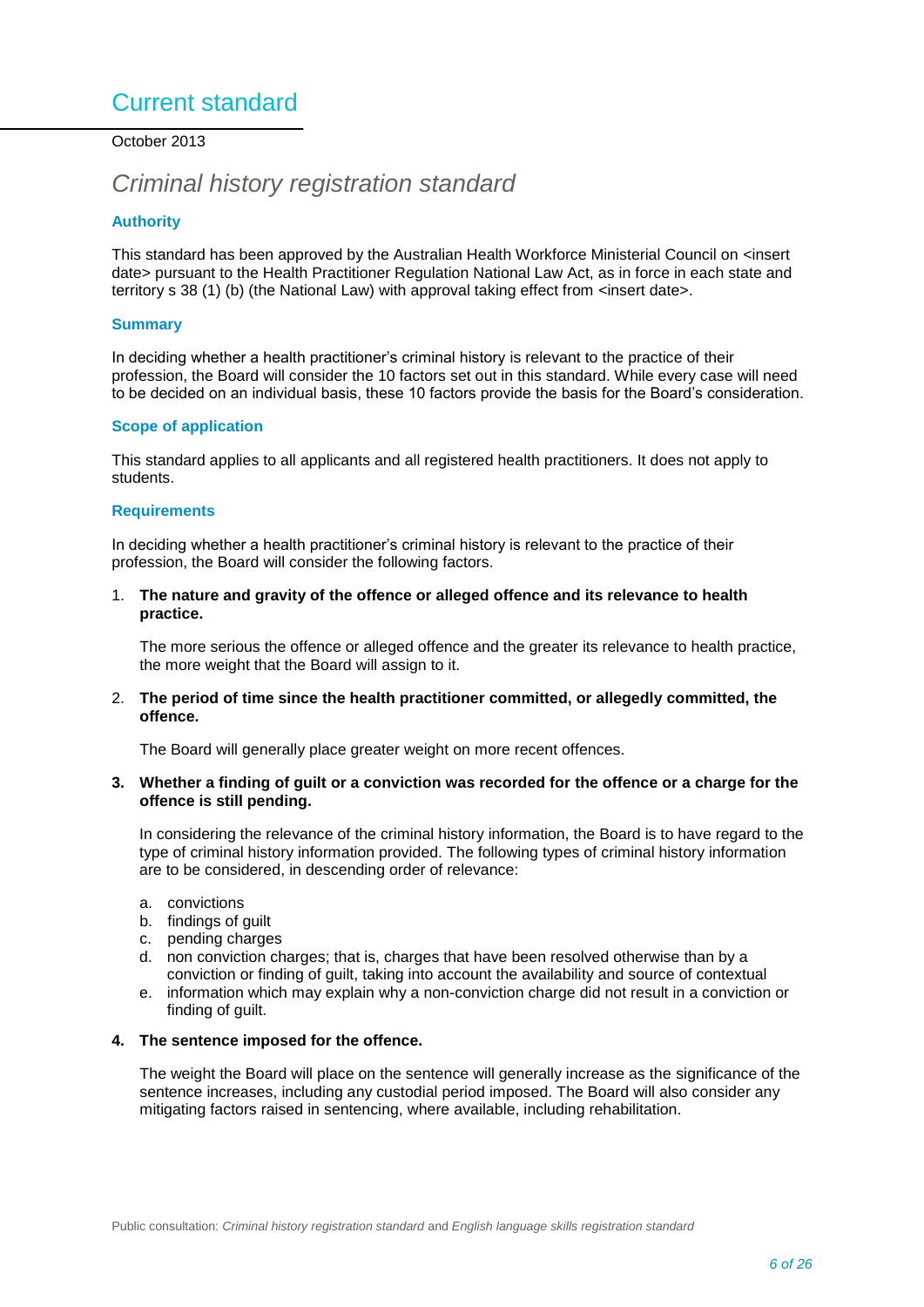# Current standard

October 2013

## *Criminal history registration standard*

### Authority

This standard has been approved by the Australian Health Workforce Ministerial Council on <insert date> pursuant to the Health Practitioner Regulation National Law Act, as in force in each state and territory s 38 (1) (b) (the National Law) with approval taking effect from <insert date>.

### Summary

In deciding whether a health practitioner's criminal history is relevant to the practice of their profession, the Board will consider the 10 factors set out in this standard. While every case will need to be decided on an individual basis, these 10 factors provide the basis for the Board's consideration.

### Scope of application

This standard applies to all applicants and all registered health practitioners. It does not apply to students.

### Requirements

In deciding whether a health practitioner's criminal history is relevant to the practice of their profession, the Board will consider the following factors.

1. **The nature and gravity of the offence or alleged offence and its relevance to health practice.**

   The more serious the offence or alleged offence and the greater its relevance to health practice, the more weight that the Board will assign to it.

2. **The period of time since the health practitioner committed, or allegedly committed, the offence.**

   The Board will generally place greater weight on more recent offences.

3. **Whether a finding of guilt or a conviction was recorded for the offence or a charge for the offence is still pending.**

   In considering the relevance of the criminal history information, the Board is to have regard to the type of criminal history information provided. The following types of criminal history information are to be considered, in descending order of relevance:

   a. convictions
   b. findings of guilt
   c. pending charges
   d. non conviction charges; that is, charges that have been resolved otherwise than by a conviction or finding of guilt, taking into account the availability and source of contextual
   e. information which may explain why a non-conviction charge did not result in a conviction or finding of guilt.

4. **The sentence imposed for the offence.**

   The weight the Board will place on the sentence will generally increase as the significance of the sentence increases, including any custodial period imposed. The Board will also consider any mitigating factors raised in sentencing, where available, including rehabilitation.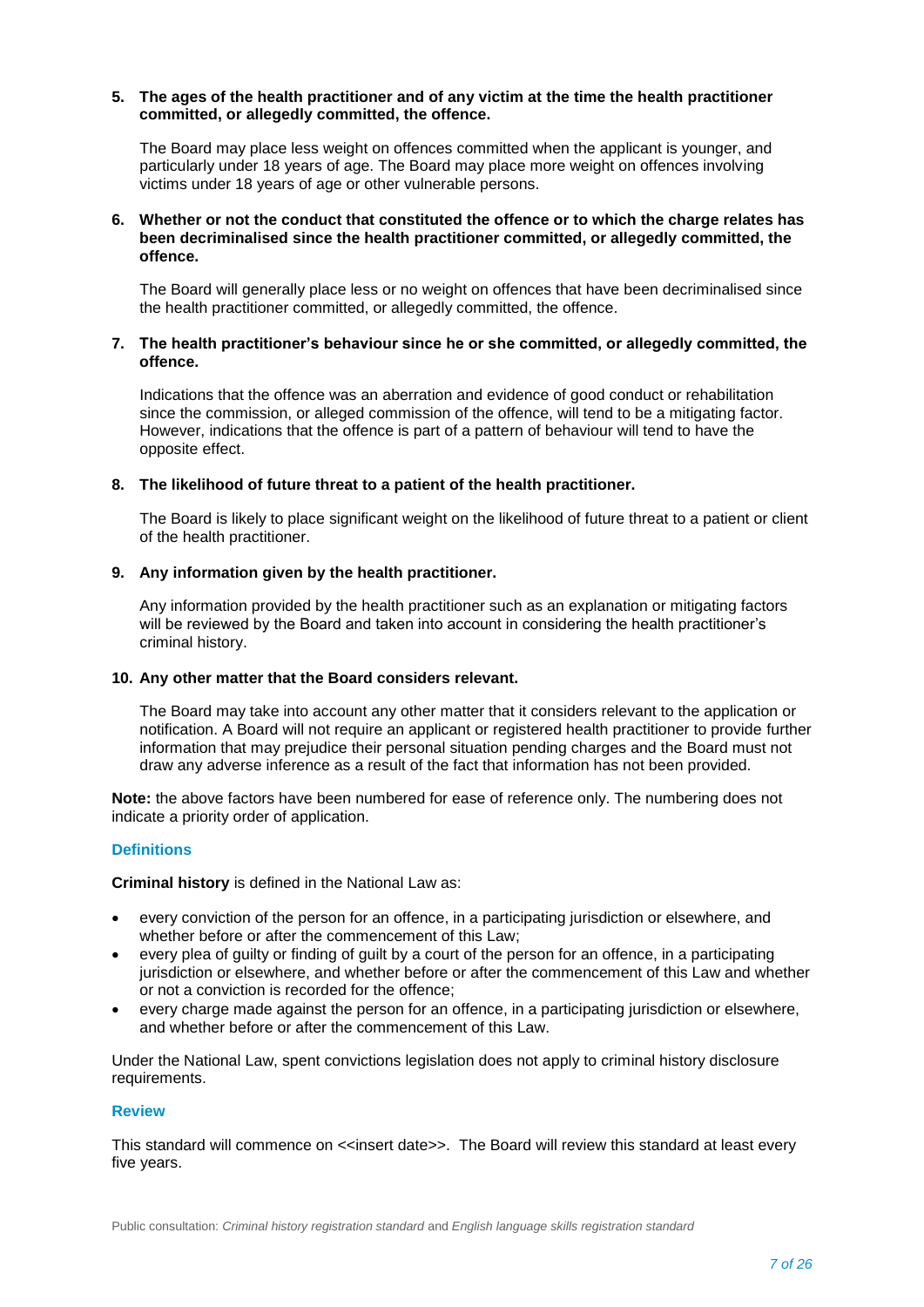**5. The ages of the health practitioner and of any victim at the time the health practitioner committed, or allegedly committed, the offence.**

The Board may place less weight on offences committed when the applicant is younger, and particularly under 18 years of age. The Board may place more weight on offences involving victims under 18 years of age or other vulnerable persons.

**6. Whether or not the conduct that constituted the offence or to which the charge relates has been decriminalised since the health practitioner committed, or allegedly committed, the offence.**

The Board will generally place less or no weight on offences that have been decriminalised since the health practitioner committed, or allegedly committed, the offence.

**7. The health practitioner's behaviour since he or she committed, or allegedly committed, the offence.**

Indications that the offence was an aberration and evidence of good conduct or rehabilitation since the commission, or alleged commission of the offence, will tend to be a mitigating factor. However, indications that the offence is part of a pattern of behaviour will tend to have the opposite effect.

**8. The likelihood of future threat to a patient of the health practitioner.**

The Board is likely to place significant weight on the likelihood of future threat to a patient or client of the health practitioner.

**9. Any information given by the health practitioner.**

Any information provided by the health practitioner such as an explanation or mitigating factors will be reviewed by the Board and taken into account in considering the health practitioner's criminal history.

**10. Any other matter that the Board considers relevant.**

The Board may take into account any other matter that it considers relevant to the application or notification. A Board will not require an applicant or registered health practitioner to provide further information that may prejudice their personal situation pending charges and the Board must not draw any adverse inference as a result of the fact that information has not been provided.

**Note:** the above factors have been numbered for ease of reference only. The numbering does not indicate a priority order of application.

## Definitions

**Criminal history** is defined in the National Law as:

- every conviction of the person for an offence, in a participating jurisdiction or elsewhere, and whether before or after the commencement of this Law;
- every plea of guilty or finding of guilt by a court of the person for an offence, in a participating jurisdiction or elsewhere, and whether before or after the commencement of this Law and whether or not a conviction is recorded for the offence;
- every charge made against the person for an offence, in a participating jurisdiction or elsewhere, and whether before or after the commencement of this Law.

Under the National Law, spent convictions legislation does not apply to criminal history disclosure requirements.

## Review

This standard will commence on <<insert date>>. The Board will review this standard at least every five years.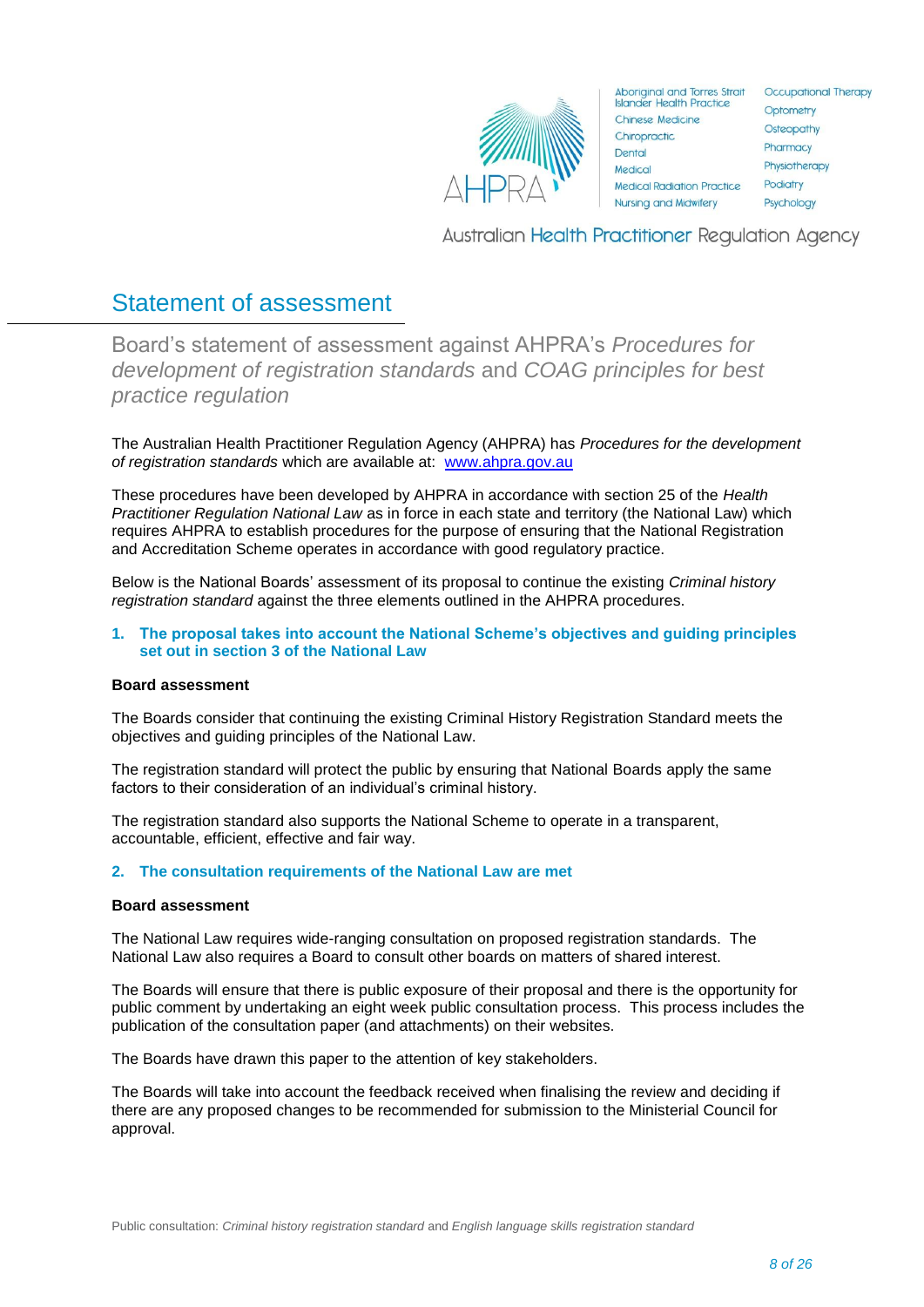# Statement of assessment

## Board's statement of assessment against AHPRA's *Procedures for development of registration standards* and *COAG principles for best practice regulation*

The Australian Health Practitioner Regulation Agency (AHPRA) has *Procedures for the development of registration standards* which are available at: www.ahpra.gov.au

These procedures have been developed by AHPRA in accordance with section 25 of the *Health Practitioner Regulation National Law* as in force in each state and territory (the National Law) which requires AHPRA to establish procedures for the purpose of ensuring that the National Registration and Accreditation Scheme operates in accordance with good regulatory practice.

Below is the National Boards' assessment of its proposal to continue the existing *Criminal history registration standard* against the three elements outlined in the AHPRA procedures.

### 1. The proposal takes into account the National Scheme's objectives and guiding principles set out in section 3 of the National Law

**Board assessment**

The Boards consider that continuing the existing Criminal History Registration Standard meets the objectives and guiding principles of the National Law.

The registration standard will protect the public by ensuring that National Boards apply the same factors to their consideration of an individual's criminal history.

The registration standard also supports the National Scheme to operate in a transparent, accountable, efficient, effective and fair way.

### 2. The consultation requirements of the National Law are met

**Board assessment**

The National Law requires wide-ranging consultation on proposed registration standards. The National Law also requires a Board to consult other boards on matters of shared interest.

The Boards will ensure that there is public exposure of their proposal and there is the opportunity for public comment by undertaking an eight week public consultation process. This process includes the publication of the consultation paper (and attachments) on their websites.

The Boards have drawn this paper to the attention of key stakeholders.

The Boards will take into account the feedback received when finalising the review and deciding if there are any proposed changes to be recommended for submission to the Ministerial Council for approval.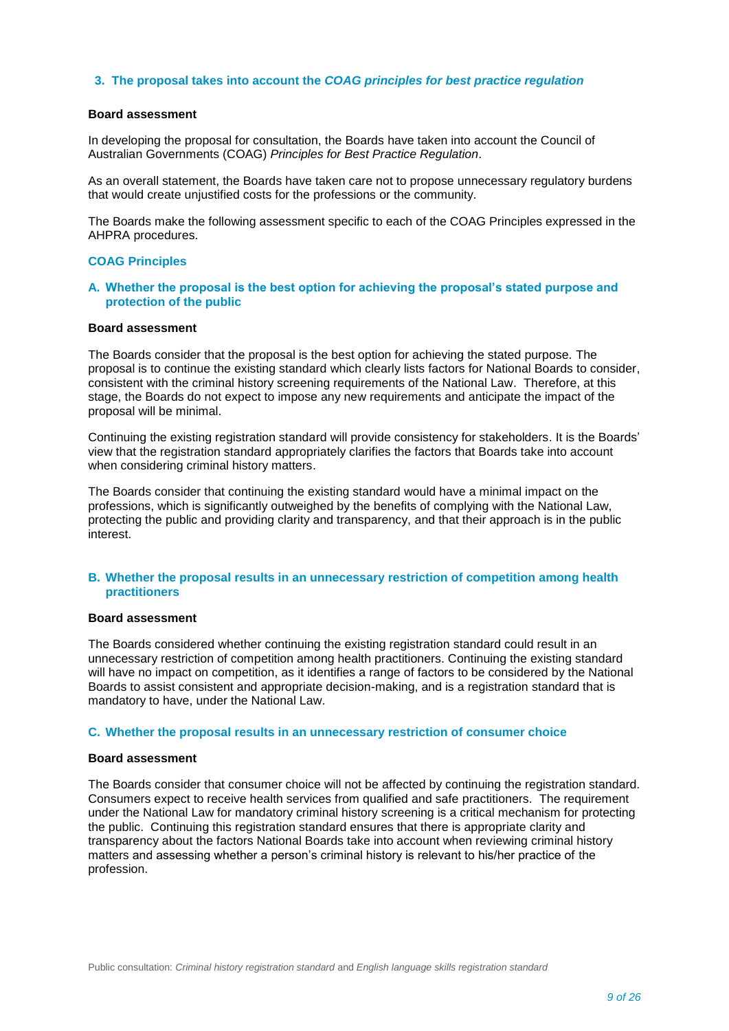### 3. The proposal takes into account the *COAG principles for best practice regulation*

**Board assessment**

In developing the proposal for consultation, the Boards have taken into account the Council of Australian Governments (COAG) *Principles for Best Practice Regulation*.

As an overall statement, the Boards have taken care not to propose unnecessary regulatory burdens that would create unjustified costs for the professions or the community.

The Boards make the following assessment specific to each of the COAG Principles expressed in the AHPRA procedures.

#### COAG Principles

#### A. Whether the proposal is the best option for achieving the proposal's stated purpose and protection of the public

**Board assessment**

The Boards consider that the proposal is the best option for achieving the stated purpose. The proposal is to continue the existing standard which clearly lists factors for National Boards to consider, consistent with the criminal history screening requirements of the National Law. Therefore, at this stage, the Boards do not expect to impose any new requirements and anticipate the impact of the proposal will be minimal.

Continuing the existing registration standard will provide consistency for stakeholders. It is the Boards' view that the registration standard appropriately clarifies the factors that Boards take into account when considering criminal history matters.

The Boards consider that continuing the existing standard would have a minimal impact on the professions, which is significantly outweighed by the benefits of complying with the National Law, protecting the public and providing clarity and transparency, and that their approach is in the public interest.

#### B. Whether the proposal results in an unnecessary restriction of competition among health practitioners

**Board assessment**

The Boards considered whether continuing the existing registration standard could result in an unnecessary restriction of competition among health practitioners. Continuing the existing standard will have no impact on competition, as it identifies a range of factors to be considered by the National Boards to assist consistent and appropriate decision-making, and is a registration standard that is mandatory to have, under the National Law.

#### C. Whether the proposal results in an unnecessary restriction of consumer choice

**Board assessment**

The Boards consider that consumer choice will not be affected by continuing the registration standard. Consumers expect to receive health services from qualified and safe practitioners. The requirement under the National Law for mandatory criminal history screening is a critical mechanism for protecting the public. Continuing this registration standard ensures that there is appropriate clarity and transparency about the factors National Boards take into account when reviewing criminal history matters and assessing whether a person's criminal history is relevant to his/her practice of the profession.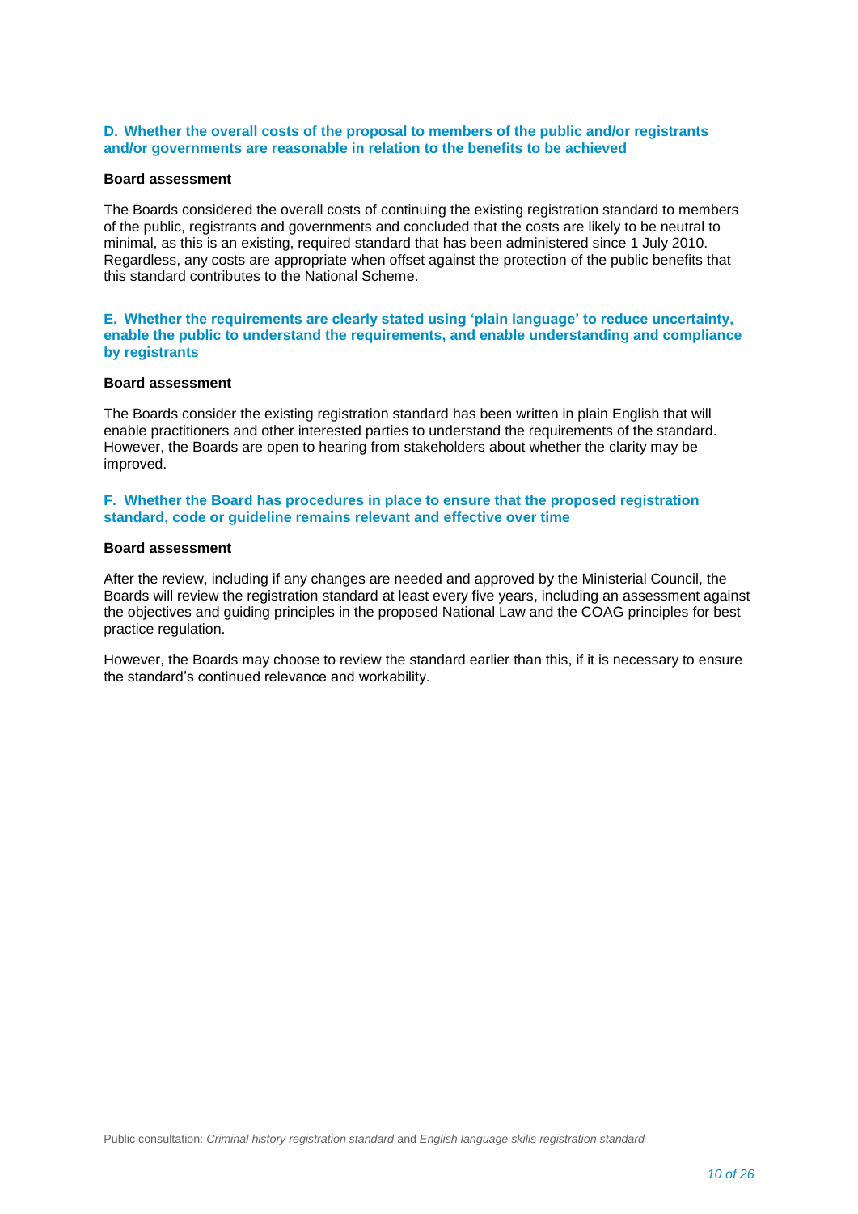### D. Whether the overall costs of the proposal to members of the public and/or registrants and/or governments are reasonable in relation to the benefits to be achieved

**Board assessment**

The Boards considered the overall costs of continuing the existing registration standard to members of the public, registrants and governments and concluded that the costs are likely to be neutral to minimal, as this is an existing, required standard that has been administered since 1 July 2010. Regardless, any costs are appropriate when offset against the protection of the public benefits that this standard contributes to the National Scheme.

### E. Whether the requirements are clearly stated using 'plain language' to reduce uncertainty, enable the public to understand the requirements, and enable understanding and compliance by registrants

**Board assessment**

The Boards consider the existing registration standard has been written in plain English that will enable practitioners and other interested parties to understand the requirements of the standard. However, the Boards are open to hearing from stakeholders about whether the clarity may be improved.

### F. Whether the Board has procedures in place to ensure that the proposed registration standard, code or guideline remains relevant and effective over time

**Board assessment**

After the review, including if any changes are needed and approved by the Ministerial Council, the Boards will review the registration standard at least every five years, including an assessment against the objectives and guiding principles in the proposed National Law and the COAG principles for best practice regulation.

However, the Boards may choose to review the standard earlier than this, if it is necessary to ensure the standard's continued relevance and workability.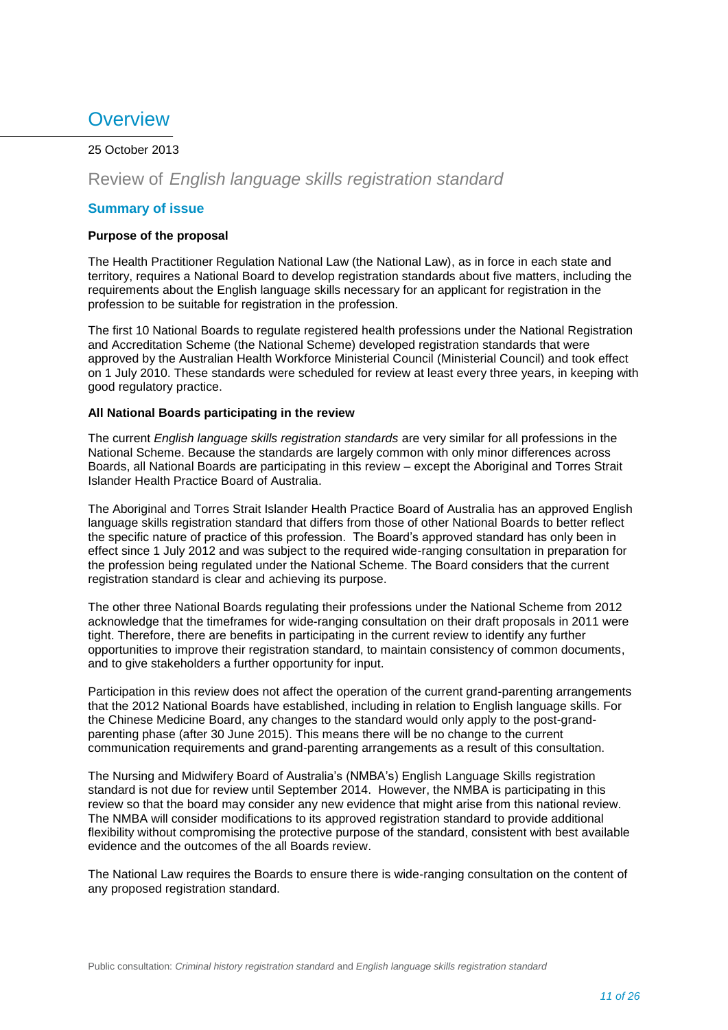# Overview

25 October 2013

## Review of *English language skills registration standard*

### Summary of issue

**Purpose of the proposal**

The Health Practitioner Regulation National Law (the National Law), as in force in each state and territory, requires a National Board to develop registration standards about five matters, including the requirements about the English language skills necessary for an applicant for registration in the profession to be suitable for registration in the profession.

The first 10 National Boards to regulate registered health professions under the National Registration and Accreditation Scheme (the National Scheme) developed registration standards that were approved by the Australian Health Workforce Ministerial Council (Ministerial Council) and took effect on 1 July 2010. These standards were scheduled for review at least every three years, in keeping with good regulatory practice.

**All National Boards participating in the review**

The current *English language skills registration standards* are very similar for all professions in the National Scheme. Because the standards are largely common with only minor differences across Boards, all National Boards are participating in this review – except the Aboriginal and Torres Strait Islander Health Practice Board of Australia.

The Aboriginal and Torres Strait Islander Health Practice Board of Australia has an approved English language skills registration standard that differs from those of other National Boards to better reflect the specific nature of practice of this profession. The Board's approved standard has only been in effect since 1 July 2012 and was subject to the required wide-ranging consultation in preparation for the profession being regulated under the National Scheme. The Board considers that the current registration standard is clear and achieving its purpose.

The other three National Boards regulating their professions under the National Scheme from 2012 acknowledge that the timeframes for wide-ranging consultation on their draft proposals in 2011 were tight. Therefore, there are benefits in participating in the current review to identify any further opportunities to improve their registration standard, to maintain consistency of common documents, and to give stakeholders a further opportunity for input.

Participation in this review does not affect the operation of the current grand-parenting arrangements that the 2012 National Boards have established, including in relation to English language skills. For the Chinese Medicine Board, any changes to the standard would only apply to the post-grand-parenting phase (after 30 June 2015). This means there will be no change to the current communication requirements and grand-parenting arrangements as a result of this consultation.

The Nursing and Midwifery Board of Australia's (NMBA's) English Language Skills registration standard is not due for review until September 2014. However, the NMBA is participating in this review so that the board may consider any new evidence that might arise from this national review. The NMBA will consider modifications to its approved registration standard to provide additional flexibility without compromising the protective purpose of the standard, consistent with best available evidence and the outcomes of the all Boards review.

The National Law requires the Boards to ensure there is wide-ranging consultation on the content of any proposed registration standard.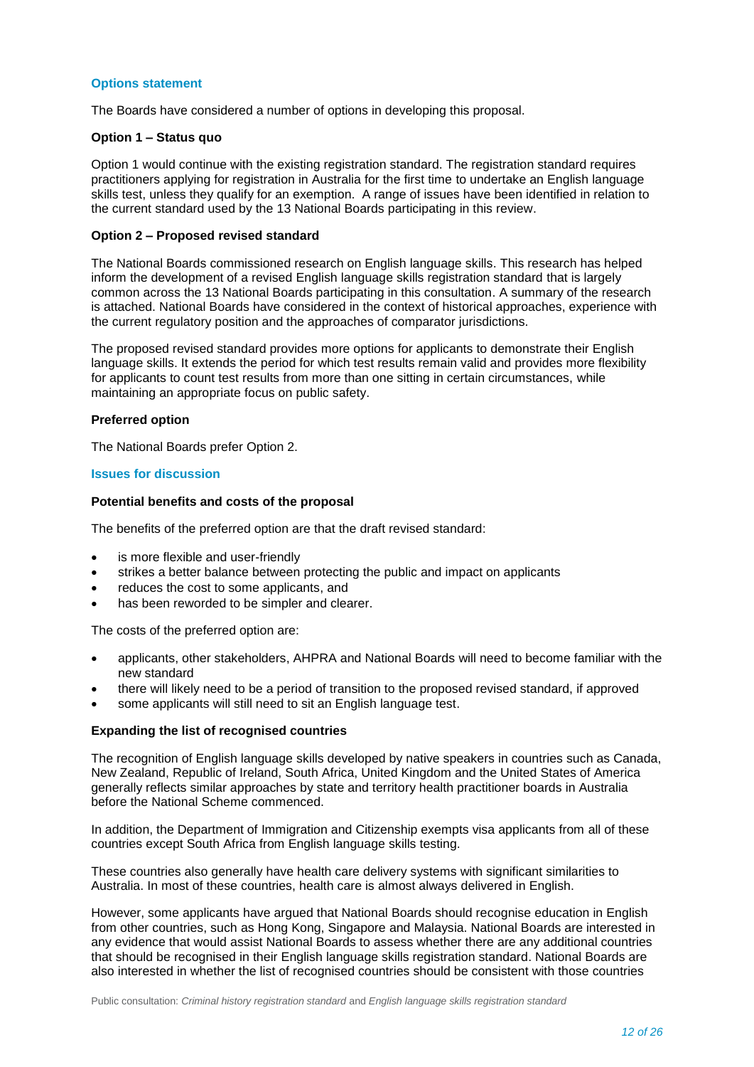## Options statement

The Boards have considered a number of options in developing this proposal.

**Option 1 – Status quo**

Option 1 would continue with the existing registration standard. The registration standard requires practitioners applying for registration in Australia for the first time to undertake an English language skills test, unless they qualify for an exemption. A range of issues have been identified in relation to the current standard used by the 13 National Boards participating in this review.

**Option 2 – Proposed revised standard**

The National Boards commissioned research on English language skills. This research has helped inform the development of a revised English language skills registration standard that is largely common across the 13 National Boards participating in this consultation. A summary of the research is attached. National Boards have considered in the context of historical approaches, experience with the current regulatory position and the approaches of comparator jurisdictions.

The proposed revised standard provides more options for applicants to demonstrate their English language skills. It extends the period for which test results remain valid and provides more flexibility for applicants to count test results from more than one sitting in certain circumstances, while maintaining an appropriate focus on public safety.

**Preferred option**

The National Boards prefer Option 2.

## Issues for discussion

**Potential benefits and costs of the proposal**

The benefits of the preferred option are that the draft revised standard:

- is more flexible and user-friendly
- strikes a better balance between protecting the public and impact on applicants
- reduces the cost to some applicants, and
- has been reworded to be simpler and clearer.

The costs of the preferred option are:

- applicants, other stakeholders, AHPRA and National Boards will need to become familiar with the new standard
- there will likely need to be a period of transition to the proposed revised standard, if approved
- some applicants will still need to sit an English language test.

**Expanding the list of recognised countries**

The recognition of English language skills developed by native speakers in countries such as Canada, New Zealand, Republic of Ireland, South Africa, United Kingdom and the United States of America generally reflects similar approaches by state and territory health practitioner boards in Australia before the National Scheme commenced.

In addition, the Department of Immigration and Citizenship exempts visa applicants from all of these countries except South Africa from English language skills testing.

These countries also generally have health care delivery systems with significant similarities to Australia. In most of these countries, health care is almost always delivered in English.

However, some applicants have argued that National Boards should recognise education in English from other countries, such as Hong Kong, Singapore and Malaysia. National Boards are interested in any evidence that would assist National Boards to assess whether there are any additional countries that should be recognised in their English language skills registration standard. National Boards are also interested in whether the list of recognised countries should be consistent with those countries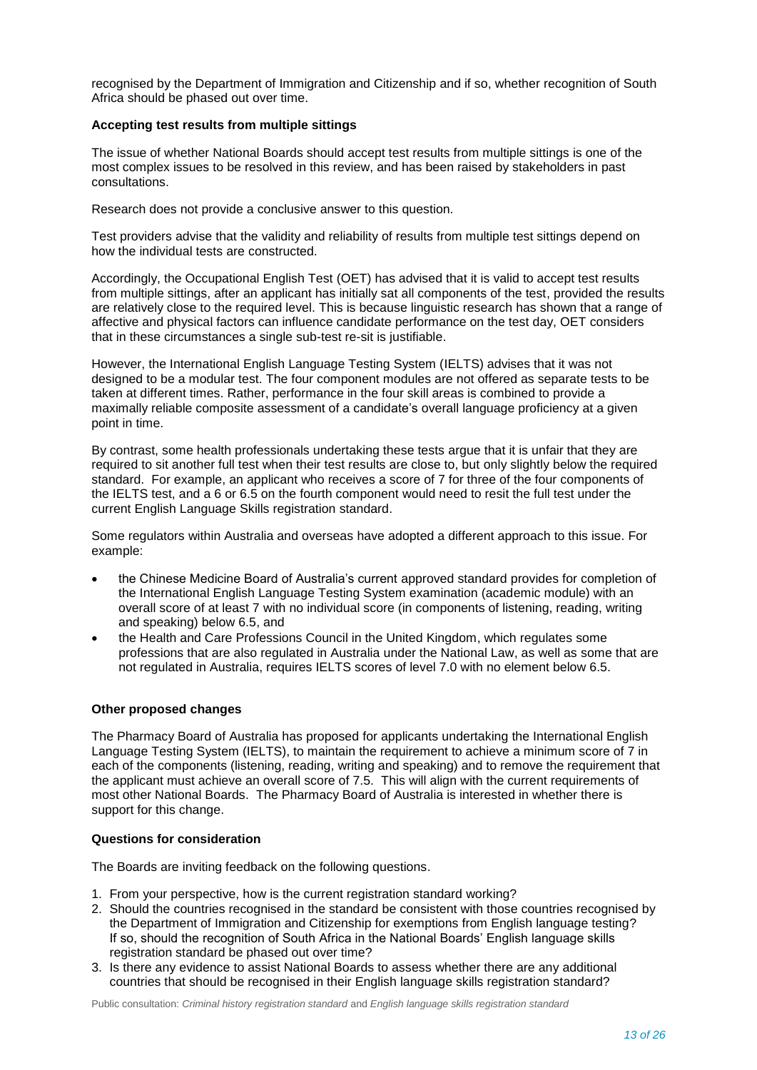recognised by the Department of Immigration and Citizenship and if so, whether recognition of South Africa should be phased out over time.

**Accepting test results from multiple sittings**

The issue of whether National Boards should accept test results from multiple sittings is one of the most complex issues to be resolved in this review, and has been raised by stakeholders in past consultations.

Research does not provide a conclusive answer to this question.

Test providers advise that the validity and reliability of results from multiple test sittings depend on how the individual tests are constructed.

Accordingly, the Occupational English Test (OET) has advised that it is valid to accept test results from multiple sittings, after an applicant has initially sat all components of the test, provided the results are relatively close to the required level. This is because linguistic research has shown that a range of affective and physical factors can influence candidate performance on the test day, OET considers that in these circumstances a single sub-test re-sit is justifiable.

However, the International English Language Testing System (IELTS) advises that it was not designed to be a modular test. The four component modules are not offered as separate tests to be taken at different times. Rather, performance in the four skill areas is combined to provide a maximally reliable composite assessment of a candidate's overall language proficiency at a given point in time.

By contrast, some health professionals undertaking these tests argue that it is unfair that they are required to sit another full test when their test results are close to, but only slightly below the required standard. For example, an applicant who receives a score of 7 for three of the four components of the IELTS test, and a 6 or 6.5 on the fourth component would need to resit the full test under the current English Language Skills registration standard.

Some regulators within Australia and overseas have adopted a different approach to this issue. For example:

- the Chinese Medicine Board of Australia's current approved standard provides for completion of the International English Language Testing System examination (academic module) with an overall score of at least 7 with no individual score (in components of listening, reading, writing and speaking) below 6.5, and
- the Health and Care Professions Council in the United Kingdom, which regulates some professions that are also regulated in Australia under the National Law, as well as some that are not regulated in Australia, requires IELTS scores of level 7.0 with no element below 6.5.

**Other proposed changes**

The Pharmacy Board of Australia has proposed for applicants undertaking the International English Language Testing System (IELTS), to maintain the requirement to achieve a minimum score of 7 in each of the components (listening, reading, writing and speaking) and to remove the requirement that the applicant must achieve an overall score of 7.5. This will align with the current requirements of most other National Boards. The Pharmacy Board of Australia is interested in whether there is support for this change.

**Questions for consideration**

The Boards are inviting feedback on the following questions.

1. From your perspective, how is the current registration standard working?
2. Should the countries recognised in the standard be consistent with those countries recognised by the Department of Immigration and Citizenship for exemptions from English language testing? If so, should the recognition of South Africa in the National Boards' English language skills registration standard be phased out over time?
3. Is there any evidence to assist National Boards to assess whether there are any additional countries that should be recognised in their English language skills registration standard?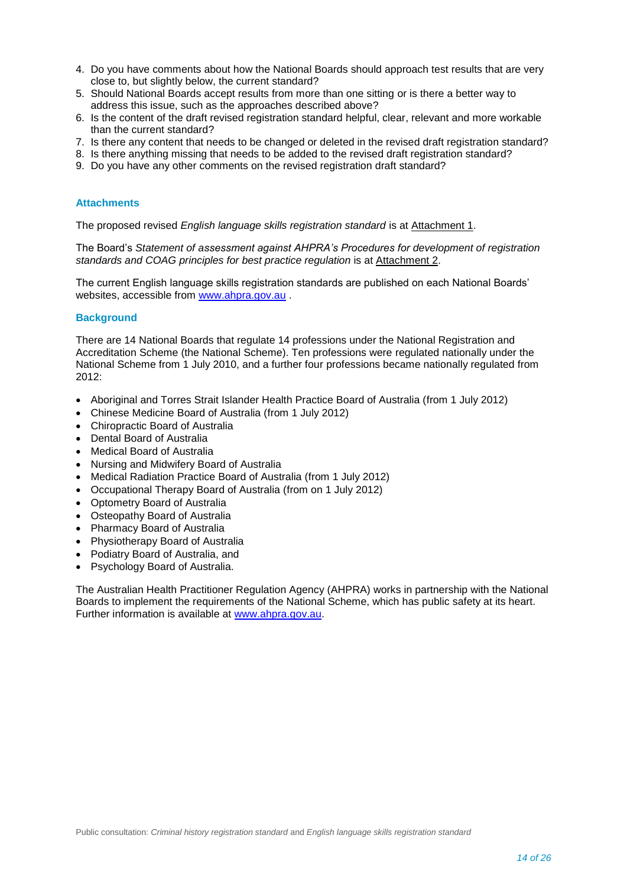4. Do you have comments about how the National Boards should approach test results that are very close to, but slightly below, the current standard?
5. Should National Boards accept results from more than one sitting or is there a better way to address this issue, such as the approaches described above?
6. Is the content of the draft revised registration standard helpful, clear, relevant and more workable than the current standard?
7. Is there any content that needs to be changed or deleted in the revised draft registration standard?
8. Is there anything missing that needs to be added to the revised draft registration standard?
9. Do you have any other comments on the revised registration draft standard?

### Attachments

The proposed revised *English language skills registration standard* is at Attachment 1.

The Board's *Statement of assessment against AHPRA's Procedures for development of registration standards and COAG principles for best practice regulation* is at Attachment 2.

The current English language skills registration standards are published on each National Boards' websites, accessible from [www.ahpra.gov.au](http://www.ahpra.gov.au) .

### Background

There are 14 National Boards that regulate 14 professions under the National Registration and Accreditation Scheme (the National Scheme). Ten professions were regulated nationally under the National Scheme from 1 July 2010, and a further four professions became nationally regulated from 2012:

- Aboriginal and Torres Strait Islander Health Practice Board of Australia (from 1 July 2012)
- Chinese Medicine Board of Australia (from 1 July 2012)
- Chiropractic Board of Australia
- Dental Board of Australia
- Medical Board of Australia
- Nursing and Midwifery Board of Australia
- Medical Radiation Practice Board of Australia (from 1 July 2012)
- Occupational Therapy Board of Australia (from on 1 July 2012)
- Optometry Board of Australia
- Osteopathy Board of Australia
- Pharmacy Board of Australia
- Physiotherapy Board of Australia
- Podiatry Board of Australia, and
- Psychology Board of Australia.

The Australian Health Practitioner Regulation Agency (AHPRA) works in partnership with the National Boards to implement the requirements of the National Scheme, which has public safety at its heart. Further information is available at [www.ahpra.gov.au](http://www.ahpra.gov.au).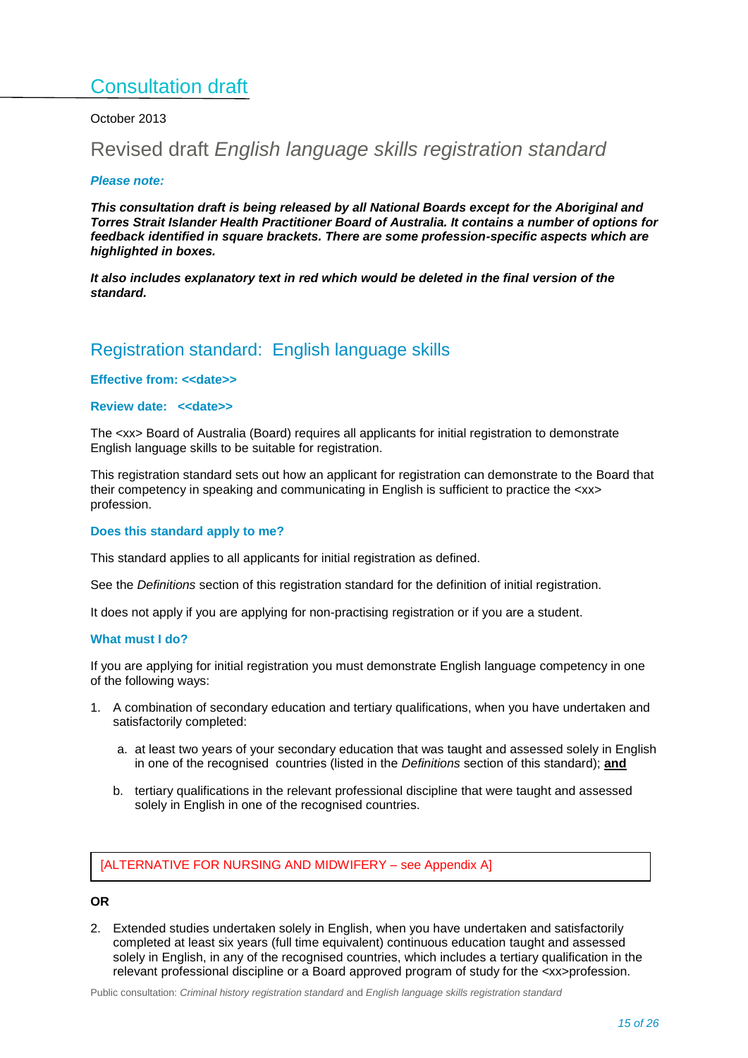## Consultation draft

October 2013

# Revised draft *English language skills registration standard*

***Please note:***

***This consultation draft is being released by all National Boards except for the Aboriginal and Torres Strait Islander Health Practitioner Board of Australia. It contains a number of options for feedback identified in square brackets. There are some profession-specific aspects which are highlighted in boxes.***

***It also includes explanatory text in red which would be deleted in the final version of the standard.***

## Registration standard: English language skills

**Effective from: <<date>>**

**Review date: <<date>>**

The <xx> Board of Australia (Board) requires all applicants for initial registration to demonstrate English language skills to be suitable for registration.

This registration standard sets out how an applicant for registration can demonstrate to the Board that their competency in speaking and communicating in English is sufficient to practice the <xx> profession.

### Does this standard apply to me?

This standard applies to all applicants for initial registration as defined.

See the *Definitions* section of this registration standard for the definition of initial registration.

It does not apply if you are applying for non-practising registration or if you are a student.

### What must I do?

If you are applying for initial registration you must demonstrate English language competency in one of the following ways:

1. A combination of secondary education and tertiary qualifications, when you have undertaken and satisfactorily completed:

   a. at least two years of your secondary education that was taught and assessed solely in English in one of the recognised countries (listed in the *Definitions* section of this standard); **and**

   b. tertiary qualifications in the relevant professional discipline that were taught and assessed solely in English in one of the recognised countries.

> [ALTERNATIVE FOR NURSING AND MIDWIFERY – see Appendix A]

**OR**

2. Extended studies undertaken solely in English, when you have undertaken and satisfactorily completed at least six years (full time equivalent) continuous education taught and assessed solely in English, in any of the recognised countries, which includes a tertiary qualification in the relevant professional discipline or a Board approved program of study for the <xx>profession.

Public consultation: *Criminal history registration standard* and *English language skills registration standard*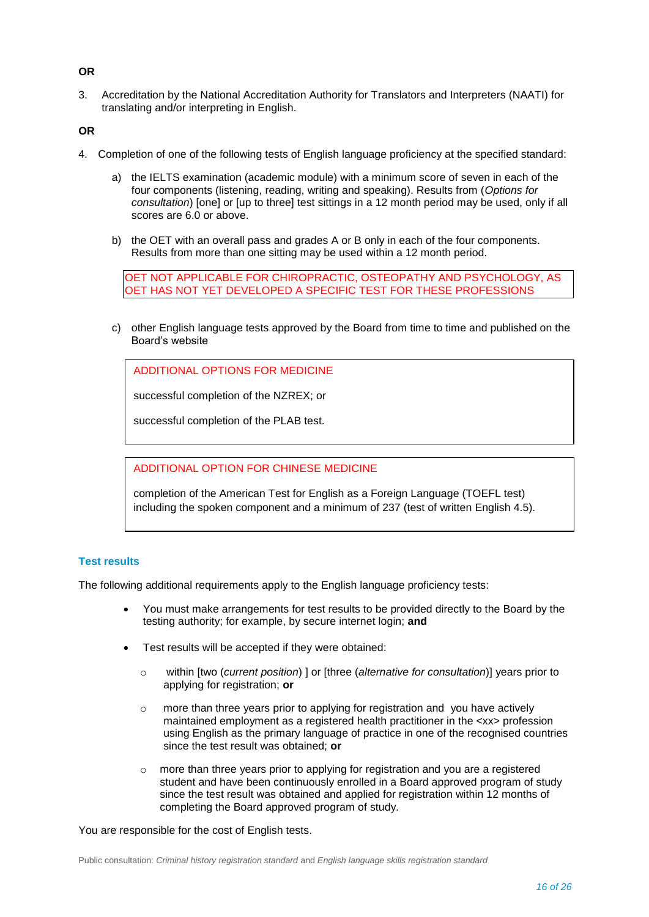**OR**

3. Accreditation by the National Accreditation Authority for Translators and Interpreters (NAATI) for translating and/or interpreting in English.

**OR**

4. Completion of one of the following tests of English language proficiency at the specified standard:

   a) the IELTS examination (academic module) with a minimum score of seven in each of the four components (listening, reading, writing and speaking). Results from (*Options for consultation*) [one] or [up to three] test sittings in a 12 month period may be used, only if all scores are 6.0 or above.

   b) the OET with an overall pass and grades A or B only in each of the four components. Results from more than one sitting may be used within a 12 month period.

   OET NOT APPLICABLE FOR CHIROPRACTIC, OSTEOPATHY AND PSYCHOLOGY, AS OET HAS NOT YET DEVELOPED A SPECIFIC TEST FOR THESE PROFESSIONS

   c) other English language tests approved by the Board from time to time and published on the Board's website

   ADDITIONAL OPTIONS FOR MEDICINE

   successful completion of the NZREX; or

   successful completion of the PLAB test.

   ADDITIONAL OPTION FOR CHINESE MEDICINE

   completion of the American Test for English as a Foreign Language (TOEFL test) including the spoken component and a minimum of 237 (test of written English 4.5).

### Test results

The following additional requirements apply to the English language proficiency tests:

- You must make arrangements for test results to be provided directly to the Board by the testing authority; for example, by secure internet login; **and**
- Test results will be accepted if they were obtained:
  - within [two (*current position*) ] or [three (*alternative for consultation*)] years prior to applying for registration; **or**
  - more than three years prior to applying for registration and you have actively maintained employment as a registered health practitioner in the <xx> profession using English as the primary language of practice in one of the recognised countries since the test result was obtained; **or**
  - more than three years prior to applying for registration and you are a registered student and have been continuously enrolled in a Board approved program of study since the test result was obtained and applied for registration within 12 months of completing the Board approved program of study.

You are responsible for the cost of English tests.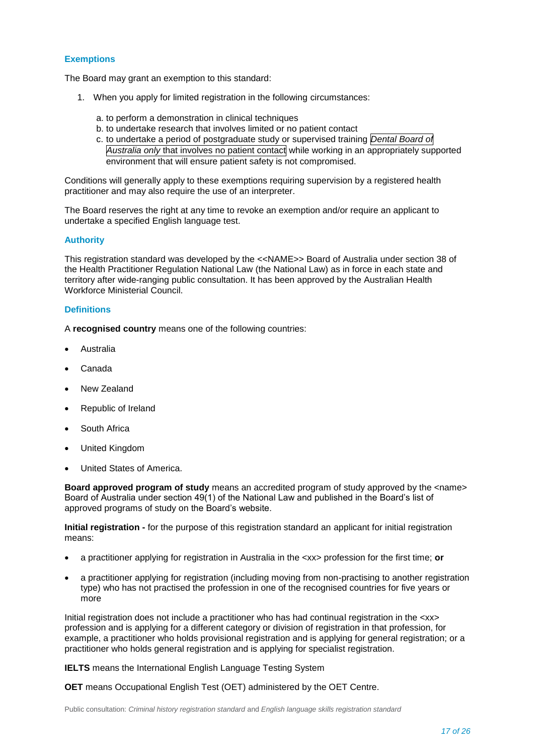## Exemptions

The Board may grant an exemption to this standard:

1. When you apply for limited registration in the following circumstances:

    a. to perform a demonstration in clinical techniques
    b. to undertake research that involves limited or no patient contact
    c. to undertake a period of postgraduate study or supervised training *Dental Board of Australia only* that involves no patient contact while working in an appropriately supported environment that will ensure patient safety is not compromised.

Conditions will generally apply to these exemptions requiring supervision by a registered health practitioner and may also require the use of an interpreter.

The Board reserves the right at any time to revoke an exemption and/or require an applicant to undertake a specified English language test.

## Authority

This registration standard was developed by the <<NAME>> Board of Australia under section 38 of the Health Practitioner Regulation National Law (the National Law) as in force in each state and territory after wide-ranging public consultation. It has been approved by the Australian Health Workforce Ministerial Council.

## Definitions

A **recognised country** means one of the following countries:

- Australia
- Canada
- New Zealand
- Republic of Ireland
- South Africa
- United Kingdom
- United States of America.

**Board approved program of study** means an accredited program of study approved by the <name> Board of Australia under section 49(1) of the National Law and published in the Board's list of approved programs of study on the Board's website.

**Initial registration -** for the purpose of this registration standard an applicant for initial registration means:

- a practitioner applying for registration in Australia in the <xx> profession for the first time; **or**
- a practitioner applying for registration (including moving from non-practising to another registration type) who has not practised the profession in one of the recognised countries for five years or more

Initial registration does not include a practitioner who has had continual registration in the <xx> profession and is applying for a different category or division of registration in that profession, for example, a practitioner who holds provisional registration and is applying for general registration; or a practitioner who holds general registration and is applying for specialist registration.

**IELTS** means the International English Language Testing System

**OET** means Occupational English Test (OET) administered by the OET Centre.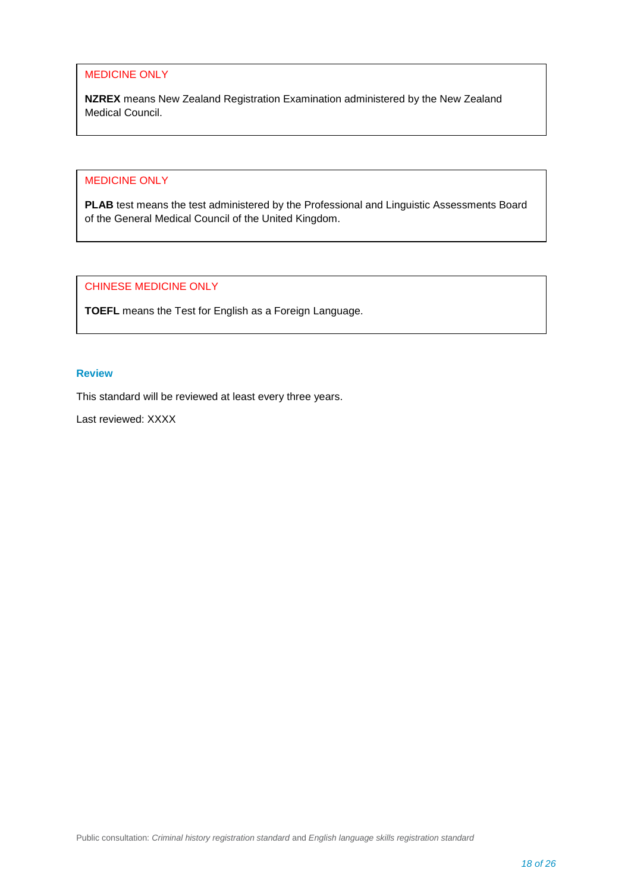MEDICINE ONLY

**NZREX** means New Zealand Registration Examination administered by the New Zealand Medical Council.

MEDICINE ONLY

**PLAB** test means the test administered by the Professional and Linguistic Assessments Board of the General Medical Council of the United Kingdom.

CHINESE MEDICINE ONLY

**TOEFL** means the Test for English as a Foreign Language.

### Review

This standard will be reviewed at least every three years.

Last reviewed: XXXX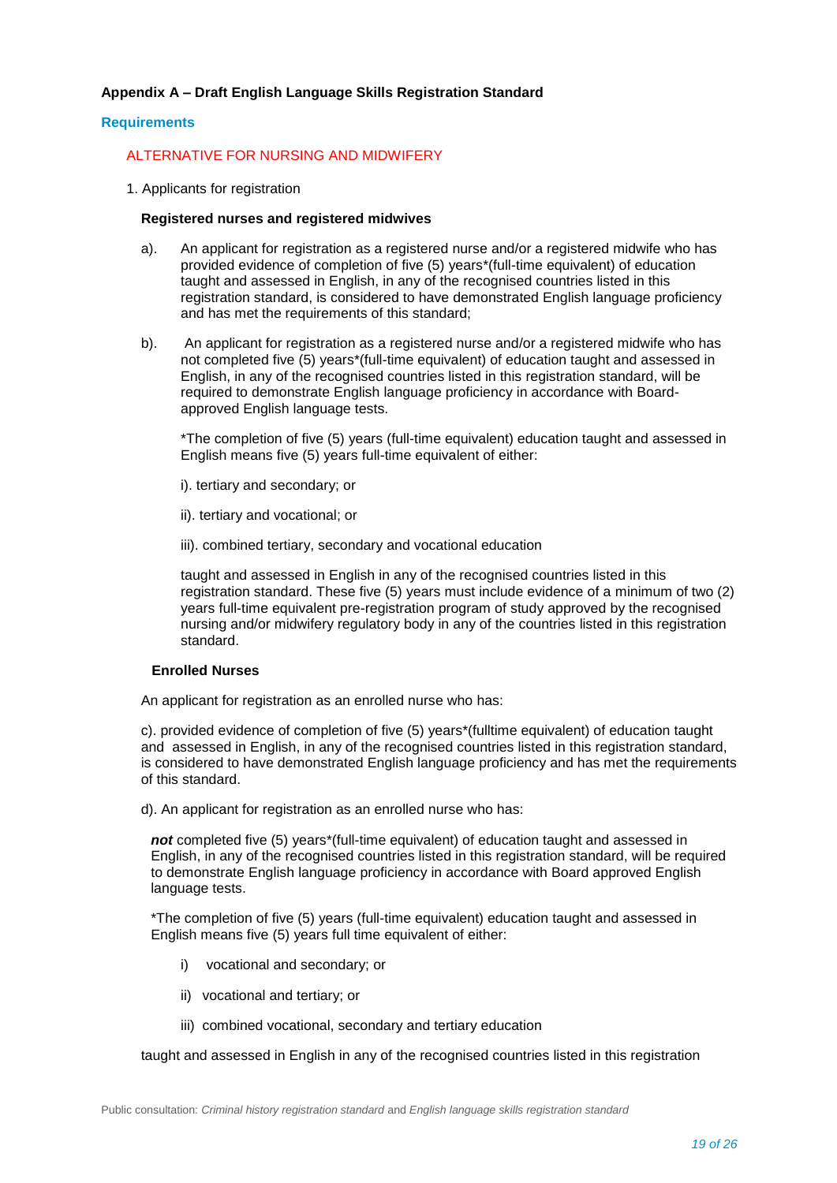## Appendix A – Draft English Language Skills Registration Standard

### Requirements

ALTERNATIVE FOR NURSING AND MIDWIFERY

1. Applicants for registration

**Registered nurses and registered midwives**

a). An applicant for registration as a registered nurse and/or a registered midwife who has provided evidence of completion of five (5) years*(full-time equivalent) of education taught and assessed in English, in any of the recognised countries listed in this registration standard, is considered to have demonstrated English language proficiency and has met the requirements of this standard;

b). An applicant for registration as a registered nurse and/or a registered midwife who has not completed five (5) years*(full-time equivalent) of education taught and assessed in English, in any of the recognised countries listed in this registration standard, will be required to demonstrate English language proficiency in accordance with Board-approved English language tests.

*The completion of five (5) years (full-time equivalent) education taught and assessed in English means five (5) years full-time equivalent of either:

i). tertiary and secondary; or

ii). tertiary and vocational; or

iii). combined tertiary, secondary and vocational education

taught and assessed in English in any of the recognised countries listed in this registration standard. These five (5) years must include evidence of a minimum of two (2) years full-time equivalent pre-registration program of study approved by the recognised nursing and/or midwifery regulatory body in any of the countries listed in this registration standard.

**Enrolled Nurses**

An applicant for registration as an enrolled nurse who has:

c). provided evidence of completion of five (5) years*(fulltime equivalent) of education taught and assessed in English, in any of the recognised countries listed in this registration standard, is considered to have demonstrated English language proficiency and has met the requirements of this standard.

d). An applicant for registration as an enrolled nurse who has:

***not*** completed five (5) years*(full-time equivalent) of education taught and assessed in English, in any of the recognised countries listed in this registration standard, will be required to demonstrate English language proficiency in accordance with Board approved English language tests.

*The completion of five (5) years (full-time equivalent) education taught and assessed in English means five (5) years full time equivalent of either:

i) vocational and secondary; or

ii) vocational and tertiary; or

iii) combined vocational, secondary and tertiary education

taught and assessed in English in any of the recognised countries listed in this registration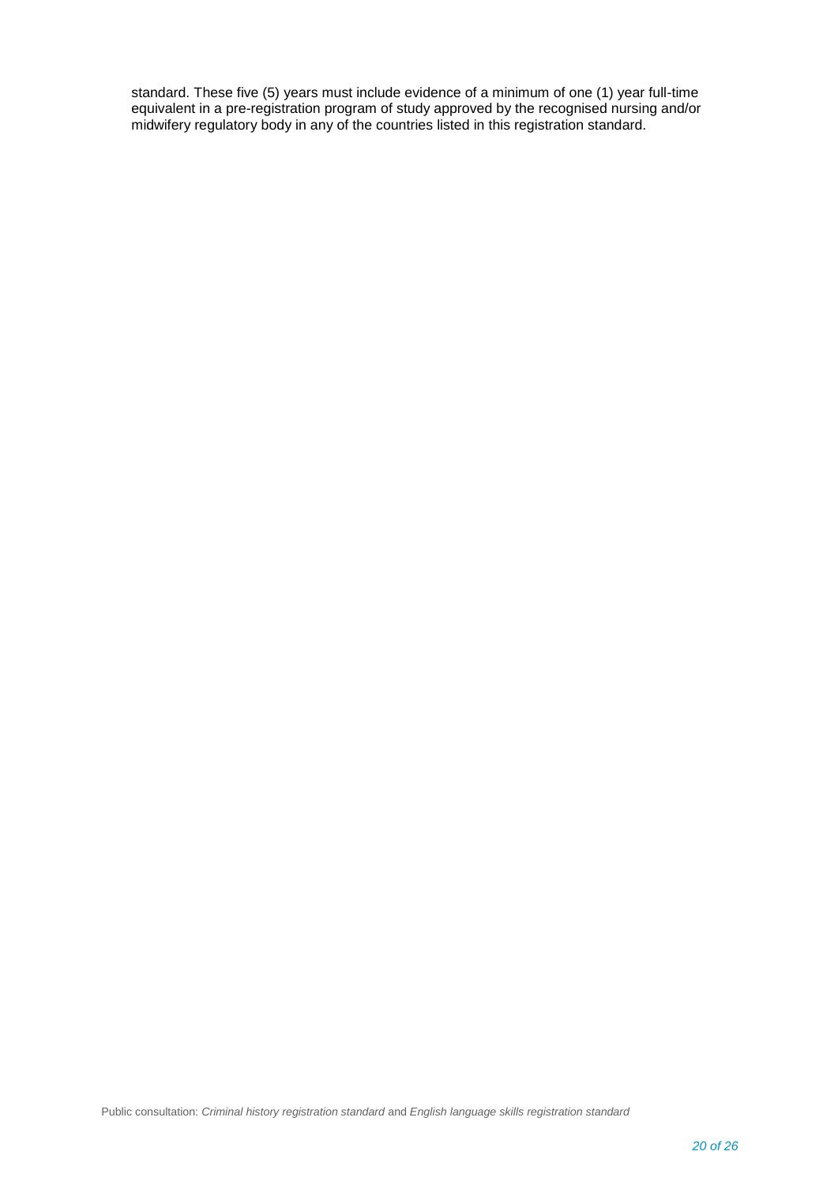standard. These five (5) years must include evidence of a minimum of one (1) year full-time equivalent in a pre-registration program of study approved by the recognised nursing and/or midwifery regulatory body in any of the countries listed in this registration standard.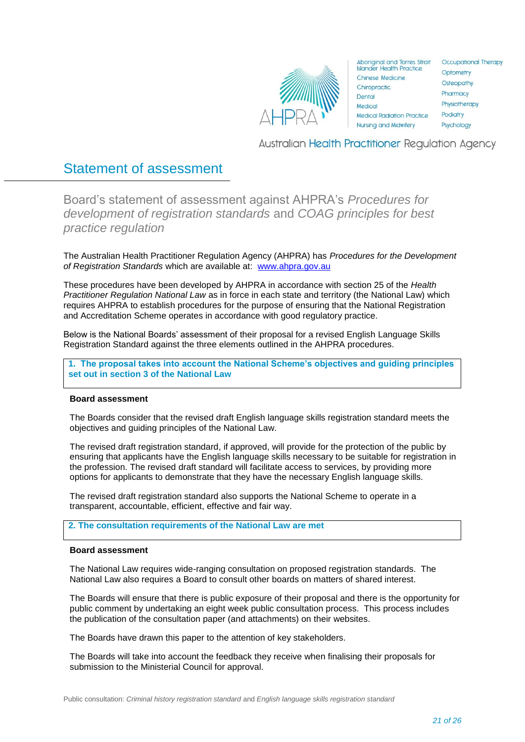# Statement of assessment

## Board's statement of assessment against AHPRA's *Procedures for development of registration standards* and *COAG principles for best practice regulation*

The Australian Health Practitioner Regulation Agency (AHPRA) has *Procedures for the Development of Registration Standards* which are available at: www.ahpra.gov.au

These procedures have been developed by AHPRA in accordance with section 25 of the *Health Practitioner Regulation National Law* as in force in each state and territory (the National Law) which requires AHPRA to establish procedures for the purpose of ensuring that the National Registration and Accreditation Scheme operates in accordance with good regulatory practice.

Below is the National Boards' assessment of their proposal for a revised English Language Skills Registration Standard against the three elements outlined in the AHPRA procedures.

### 1. The proposal takes into account the National Scheme's objectives and guiding principles set out in section 3 of the National Law

**Board assessment**

The Boards consider that the revised draft English language skills registration standard meets the objectives and guiding principles of the National Law.

The revised draft registration standard, if approved, will provide for the protection of the public by ensuring that applicants have the English language skills necessary to be suitable for registration in the profession. The revised draft standard will facilitate access to services, by providing more options for applicants to demonstrate that they have the necessary English language skills.

The revised draft registration standard also supports the National Scheme to operate in a transparent, accountable, efficient, effective and fair way.

### 2. The consultation requirements of the National Law are met

**Board assessment**

The National Law requires wide-ranging consultation on proposed registration standards. The National Law also requires a Board to consult other boards on matters of shared interest.

The Boards will ensure that there is public exposure of their proposal and there is the opportunity for public comment by undertaking an eight week public consultation process. This process includes the publication of the consultation paper (and attachments) on their websites.

The Boards have drawn this paper to the attention of key stakeholders.

The Boards will take into account the feedback they receive when finalising their proposals for submission to the Ministerial Council for approval.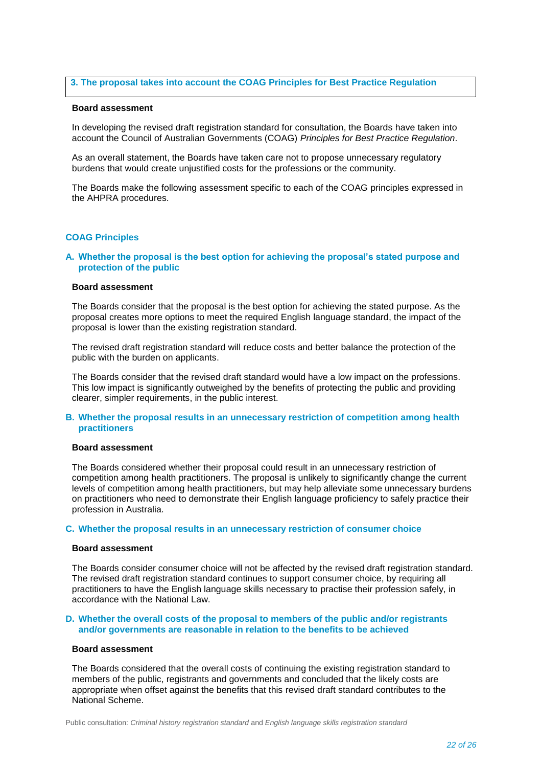### 3. The proposal takes into account the COAG Principles for Best Practice Regulation

**Board assessment**

In developing the revised draft registration standard for consultation, the Boards have taken into account the Council of Australian Governments (COAG) *Principles for Best Practice Regulation*.

As an overall statement, the Boards have taken care not to propose unnecessary regulatory burdens that would create unjustified costs for the professions or the community.

The Boards make the following assessment specific to each of the COAG principles expressed in the AHPRA procedures.

## COAG Principles

### A. Whether the proposal is the best option for achieving the proposal's stated purpose and protection of the public

**Board assessment**

The Boards consider that the proposal is the best option for achieving the stated purpose. As the proposal creates more options to meet the required English language standard, the impact of the proposal is lower than the existing registration standard.

The revised draft registration standard will reduce costs and better balance the protection of the public with the burden on applicants.

The Boards consider that the revised draft standard would have a low impact on the professions. This low impact is significantly outweighed by the benefits of protecting the public and providing clearer, simpler requirements, in the public interest.

### B. Whether the proposal results in an unnecessary restriction of competition among health practitioners

**Board assessment**

The Boards considered whether their proposal could result in an unnecessary restriction of competition among health practitioners. The proposal is unlikely to significantly change the current levels of competition among health practitioners, but may help alleviate some unnecessary burdens on practitioners who need to demonstrate their English language proficiency to safely practice their profession in Australia.

### C. Whether the proposal results in an unnecessary restriction of consumer choice

**Board assessment**

The Boards consider consumer choice will not be affected by the revised draft registration standard. The revised draft registration standard continues to support consumer choice, by requiring all practitioners to have the English language skills necessary to practise their profession safely, in accordance with the National Law.

### D. Whether the overall costs of the proposal to members of the public and/or registrants and/or governments are reasonable in relation to the benefits to be achieved

**Board assessment**

The Boards considered that the overall costs of continuing the existing registration standard to members of the public, registrants and governments and concluded that the likely costs are appropriate when offset against the benefits that this revised draft standard contributes to the National Scheme.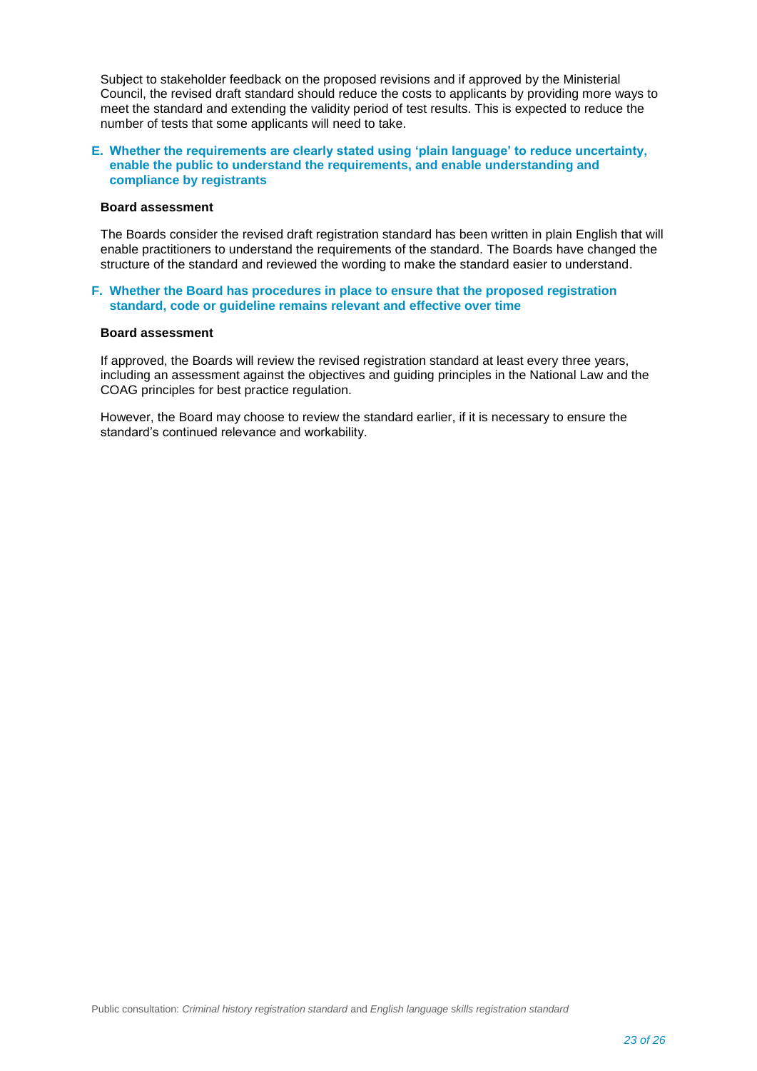Subject to stakeholder feedback on the proposed revisions and if approved by the Ministerial Council, the revised draft standard should reduce the costs to applicants by providing more ways to meet the standard and extending the validity period of test results. This is expected to reduce the number of tests that some applicants will need to take.

### E. Whether the requirements are clearly stated using 'plain language' to reduce uncertainty, enable the public to understand the requirements, and enable understanding and compliance by registrants

**Board assessment**

The Boards consider the revised draft registration standard has been written in plain English that will enable practitioners to understand the requirements of the standard. The Boards have changed the structure of the standard and reviewed the wording to make the standard easier to understand.

### F. Whether the Board has procedures in place to ensure that the proposed registration standard, code or guideline remains relevant and effective over time

**Board assessment**

If approved, the Boards will review the revised registration standard at least every three years, including an assessment against the objectives and guiding principles in the National Law and the COAG principles for best practice regulation.

However, the Board may choose to review the standard earlier, if it is necessary to ensure the standard's continued relevance and workability.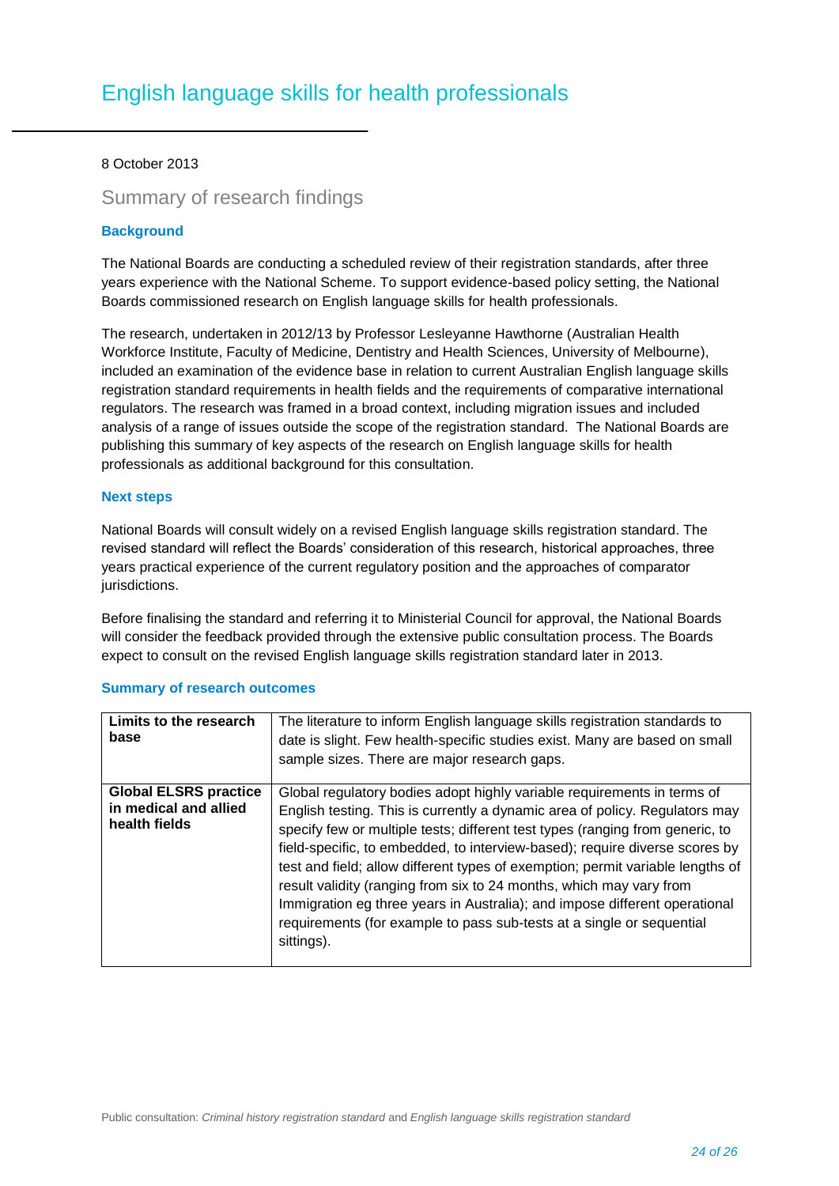# English language skills for health professionals

8 October 2013

## Summary of research findings

### Background

The National Boards are conducting a scheduled review of their registration standards, after three years experience with the National Scheme. To support evidence-based policy setting, the National Boards commissioned research on English language skills for health professionals.

The research, undertaken in 2012/13 by Professor Lesleyanne Hawthorne (Australian Health Workforce Institute, Faculty of Medicine, Dentistry and Health Sciences, University of Melbourne), included an examination of the evidence base in relation to current Australian English language skills registration standard requirements in health fields and the requirements of comparative international regulators. The research was framed in a broad context, including migration issues and included analysis of a range of issues outside the scope of the registration standard. The National Boards are publishing this summary of key aspects of the research on English language skills for health professionals as additional background for this consultation.

### Next steps

National Boards will consult widely on a revised English language skills registration standard. The revised standard will reflect the Boards' consideration of this research, historical approaches, three years practical experience of the current regulatory position and the approaches of comparator jurisdictions.

Before finalising the standard and referring it to Ministerial Council for approval, the National Boards will consider the feedback provided through the extensive public consultation process. The Boards expect to consult on the revised English language skills registration standard later in 2013.

### Summary of research outcomes

| | |
|---|---|
| **Limits to the research base** | The literature to inform English language skills registration standards to date is slight. Few health-specific studies exist. Many are based on small sample sizes. There are major research gaps. |
| **Global ELSRS practice in medical and allied health fields** | Global regulatory bodies adopt highly variable requirements in terms of English testing. This is currently a dynamic area of policy. Regulators may specify few or multiple tests; different test types (ranging from generic, to field-specific, to embedded, to interview-based); require diverse scores by test and field; allow different types of exemption; permit variable lengths of result validity (ranging from six to 24 months, which may vary from Immigration eg three years in Australia); and impose different operational requirements (for example to pass sub-tests at a single or sequential sittings). |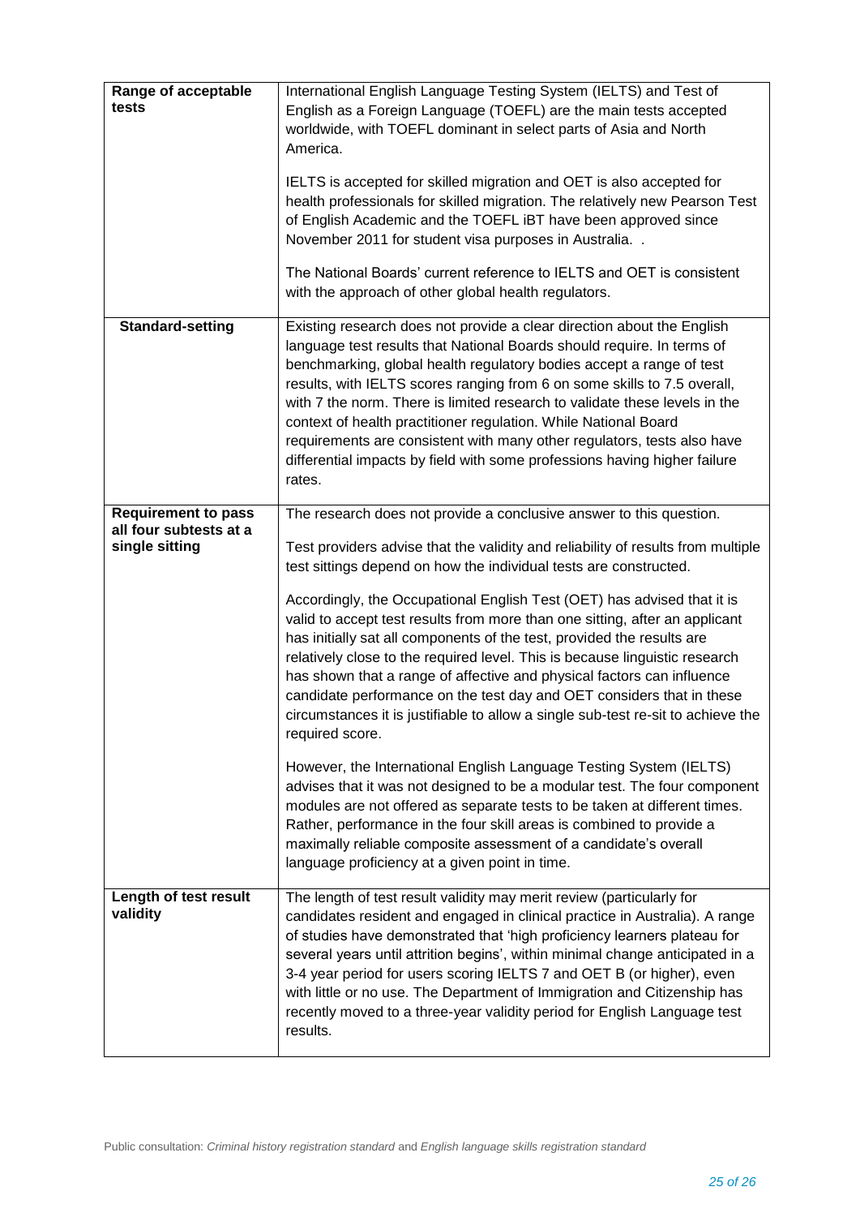| | |
|---|---|
| **Range of acceptable tests** | International English Language Testing System (IELTS) and Test of English as a Foreign Language (TOEFL) are the main tests accepted worldwide, with TOEFL dominant in select parts of Asia and North America.<br><br>IELTS is accepted for skilled migration and OET is also accepted for health professionals for skilled migration. The relatively new Pearson Test of English Academic and the TOEFL iBT have been approved since November 2011 for student visa purposes in Australia. .<br><br>The National Boards' current reference to IELTS and OET is consistent with the approach of other global health regulators. |
| **Standard-setting** | Existing research does not provide a clear direction about the English language test results that National Boards should require. In terms of benchmarking, global health regulatory bodies accept a range of test results, with IELTS scores ranging from 6 on some skills to 7.5 overall, with 7 the norm. There is limited research to validate these levels in the context of health practitioner regulation. While National Board requirements are consistent with many other regulators, tests also have differential impacts by field with some professions having higher failure rates. |
| **Requirement to pass all four subtests at a single sitting** | The research does not provide a conclusive answer to this question.<br><br>Test providers advise that the validity and reliability of results from multiple test sittings depend on how the individual tests are constructed.<br><br>Accordingly, the Occupational English Test (OET) has advised that it is valid to accept test results from more than one sitting, after an applicant has initially sat all components of the test, provided the results are relatively close to the required level. This is because linguistic research has shown that a range of affective and physical factors can influence candidate performance on the test day and OET considers that in these circumstances it is justifiable to allow a single sub-test re-sit to achieve the required score.<br><br>However, the International English Language Testing System (IELTS) advises that it was not designed to be a modular test. The four component modules are not offered as separate tests to be taken at different times. Rather, performance in the four skill areas is combined to provide a maximally reliable composite assessment of a candidate's overall language proficiency at a given point in time. |
| **Length of test result validity** | The length of test result validity may merit review (particularly for candidates resident and engaged in clinical practice in Australia). A range of studies have demonstrated that 'high proficiency learners plateau for several years until attrition begins', within minimal change anticipated in a 3-4 year period for users scoring IELTS 7 and OET B (or higher), even with little or no use. The Department of Immigration and Citizenship has recently moved to a three-year validity period for English Language test results. |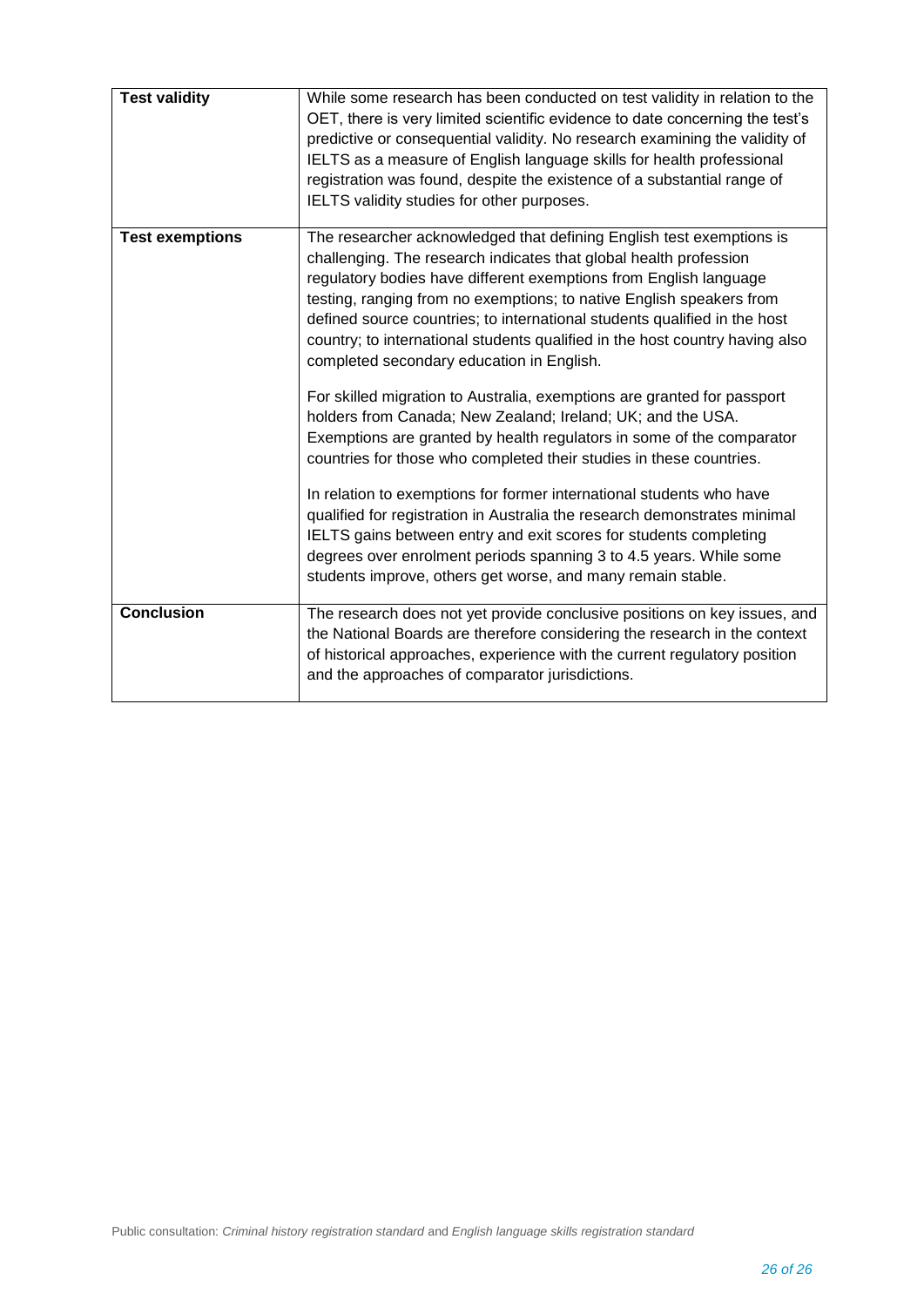| | |
|---|---|
| **Test validity** | While some research has been conducted on test validity in relation to the OET, there is very limited scientific evidence to date concerning the test's predictive or consequential validity. No research examining the validity of IELTS as a measure of English language skills for health professional registration was found, despite the existence of a substantial range of IELTS validity studies for other purposes. |
| **Test exemptions** | The researcher acknowledged that defining English test exemptions is challenging. The research indicates that global health profession regulatory bodies have different exemptions from English language testing, ranging from no exemptions; to native English speakers from defined source countries; to international students qualified in the host country; to international students qualified in the host country having also completed secondary education in English.<br><br>For skilled migration to Australia, exemptions are granted for passport holders from Canada; New Zealand; Ireland; UK; and the USA. Exemptions are granted by health regulators in some of the comparator countries for those who completed their studies in these countries.<br><br>In relation to exemptions for former international students who have qualified for registration in Australia the research demonstrates minimal IELTS gains between entry and exit scores for students completing degrees over enrolment periods spanning 3 to 4.5 years. While some students improve, others get worse, and many remain stable. |
| **Conclusion** | The research does not yet provide conclusive positions on key issues, and the National Boards are therefore considering the research in the context of historical approaches, experience with the current regulatory position and the approaches of comparator jurisdictions. |